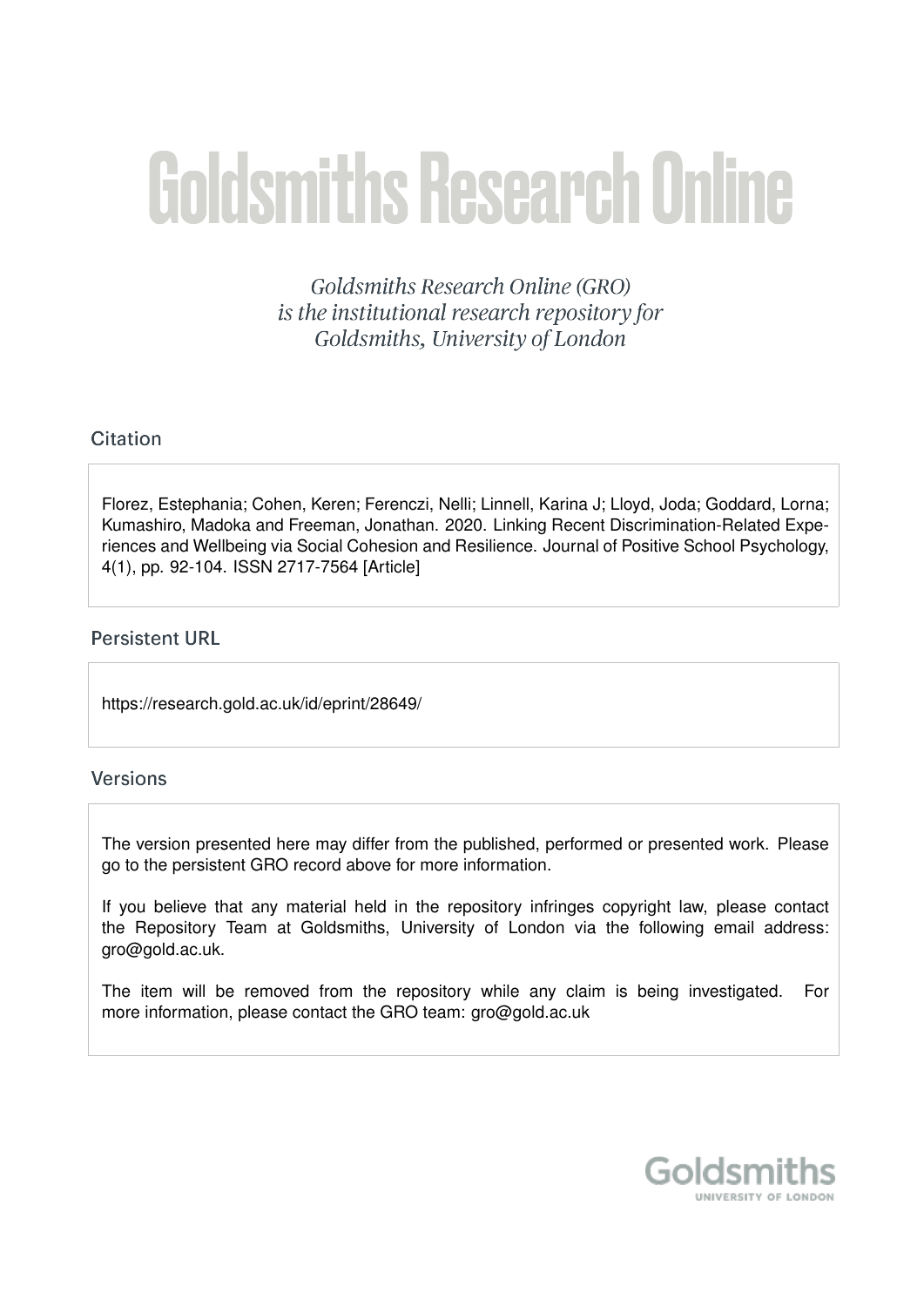# Goldsmiths Research Online

*Goldsmiths Research Online (GRO) is the institutional research repository for Goldsmiths, University of London*

## Citation

Florez, Estephania; Cohen, Keren; Ferenczi, Nelli; Linnell, Karina J; Lloyd, Joda; Goddard, Lorna; Kumashiro, Madoka and Freeman, Jonathan. 2020. Linking Recent Discrimination-Related Experiences and Wellbeing via Social Cohesion and Resilience. Journal of Positive School Psychology, 4(1), pp. 92-104. ISSN 2717-7564 [Article]

## Persistent URL

https://research.gold.ac.uk/id/eprint/28649/

## Versions

The version presented here may differ from the published, performed or presented work. Please go to the persistent GRO record above for more information.

If you believe that any material held in the repository infringes copyright law, please contact the Repository Team at Goldsmiths, University of London via the following email address: gro@gold.ac.uk.

The item will be removed from the repository while any claim is being investigated. For more information, please contact the GRO team: gro@gold.ac.uk

Goldsmiths
UNIVERSITY OF LONDON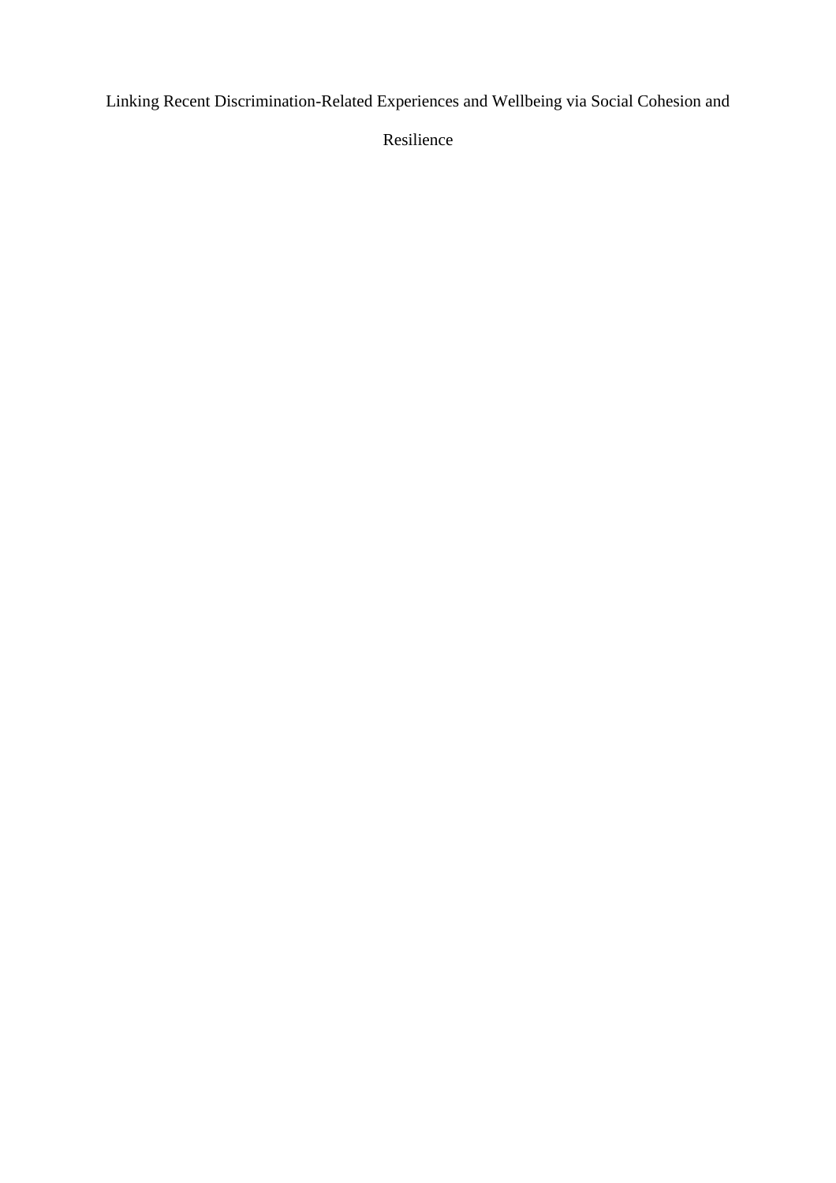# Linking Recent Discrimination-Related Experiences and Wellbeing via Social Cohesion and Resilience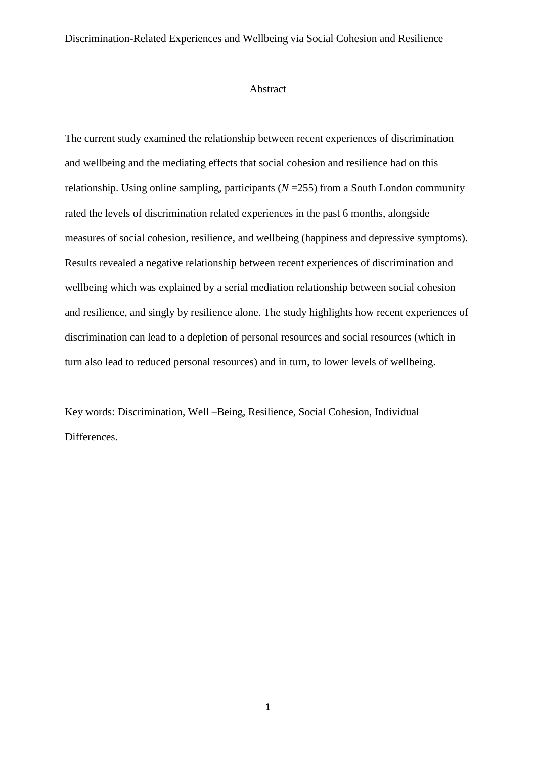Discrimination-Related Experiences and Wellbeing via Social Cohesion and Resilience

## Abstract

The current study examined the relationship between recent experiences of discrimination and wellbeing and the mediating effects that social cohesion and resilience had on this relationship. Using online sampling, participants (*N* =255) from a South London community rated the levels of discrimination related experiences in the past 6 months, alongside measures of social cohesion, resilience, and wellbeing (happiness and depressive symptoms). Results revealed a negative relationship between recent experiences of discrimination and wellbeing which was explained by a serial mediation relationship between social cohesion and resilience, and singly by resilience alone. The study highlights how recent experiences of discrimination can lead to a depletion of personal resources and social resources (which in turn also lead to reduced personal resources) and in turn, to lower levels of wellbeing.

Key words: Discrimination, Well –Being, Resilience, Social Cohesion, Individual Differences.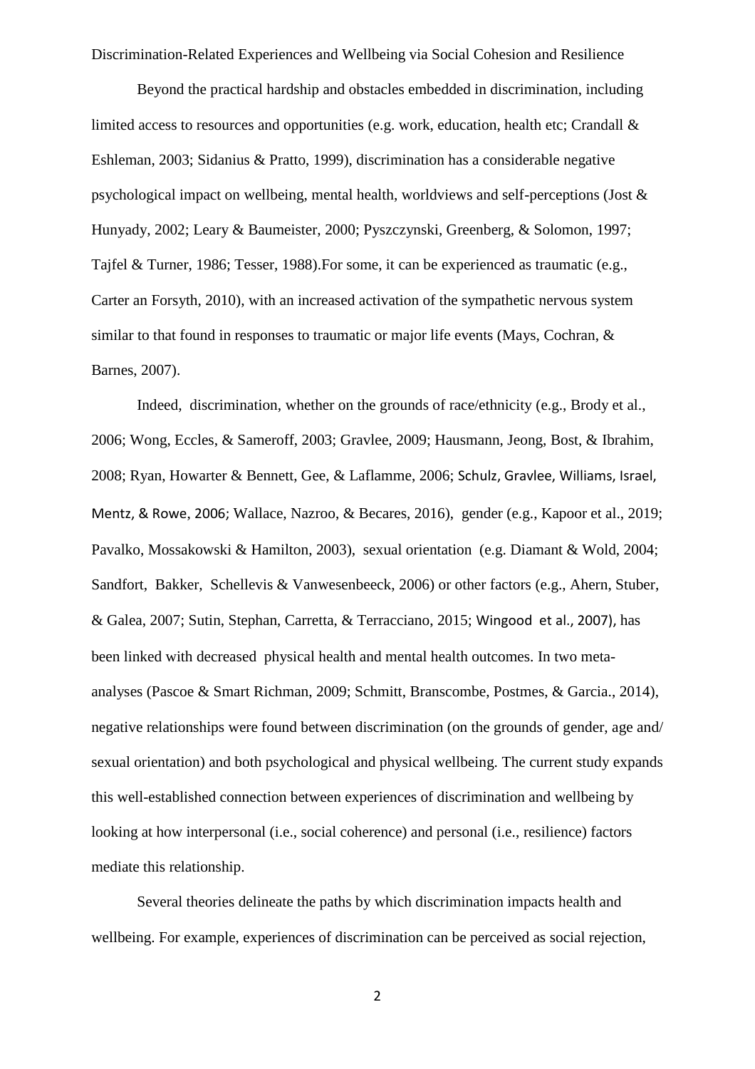Beyond the practical hardship and obstacles embedded in discrimination, including limited access to resources and opportunities (e.g. work, education, health etc; Crandall & Eshleman, 2003; Sidanius & Pratto, 1999), discrimination has a considerable negative psychological impact on wellbeing, mental health, worldviews and self-perceptions (Jost & Hunyady, 2002; Leary & Baumeister, 2000; Pyszczynski, Greenberg, & Solomon, 1997; Tajfel & Turner, 1986; Tesser, 1988).For some, it can be experienced as traumatic (e.g., Carter an Forsyth, 2010), with an increased activation of the sympathetic nervous system similar to that found in responses to traumatic or major life events (Mays, Cochran, & Barnes, 2007).

Indeed, discrimination, whether on the grounds of race/ethnicity (e.g., Brody et al., 2006; Wong, Eccles, & Sameroff, 2003; Gravlee, 2009; Hausmann, Jeong, Bost, & Ibrahim, 2008; Ryan, Howarter & Bennett, Gee, & Laflamme, 2006; Schulz, Gravlee, Williams, Israel, Mentz, & Rowe, 2006; Wallace, Nazroo, & Becares, 2016), gender (e.g., Kapoor et al., 2019; Pavalko, Mossakowski & Hamilton, 2003), sexual orientation (e.g. Diamant & Wold, 2004; Sandfort, Bakker, Schellevis & Vanwesenbeeck, 2006) or other factors (e.g., Ahern, Stuber, & Galea, 2007; Sutin, Stephan, Carretta, & Terracciano, 2015; Wingood et al., 2007), has been linked with decreased physical health and mental health outcomes. In two meta-analyses (Pascoe & Smart Richman, 2009; Schmitt, Branscombe, Postmes, & Garcia., 2014), negative relationships were found between discrimination (on the grounds of gender, age and/ sexual orientation) and both psychological and physical wellbeing. The current study expands this well-established connection between experiences of discrimination and wellbeing by looking at how interpersonal (i.e., social coherence) and personal (i.e., resilience) factors mediate this relationship.

Several theories delineate the paths by which discrimination impacts health and wellbeing. For example, experiences of discrimination can be perceived as social rejection,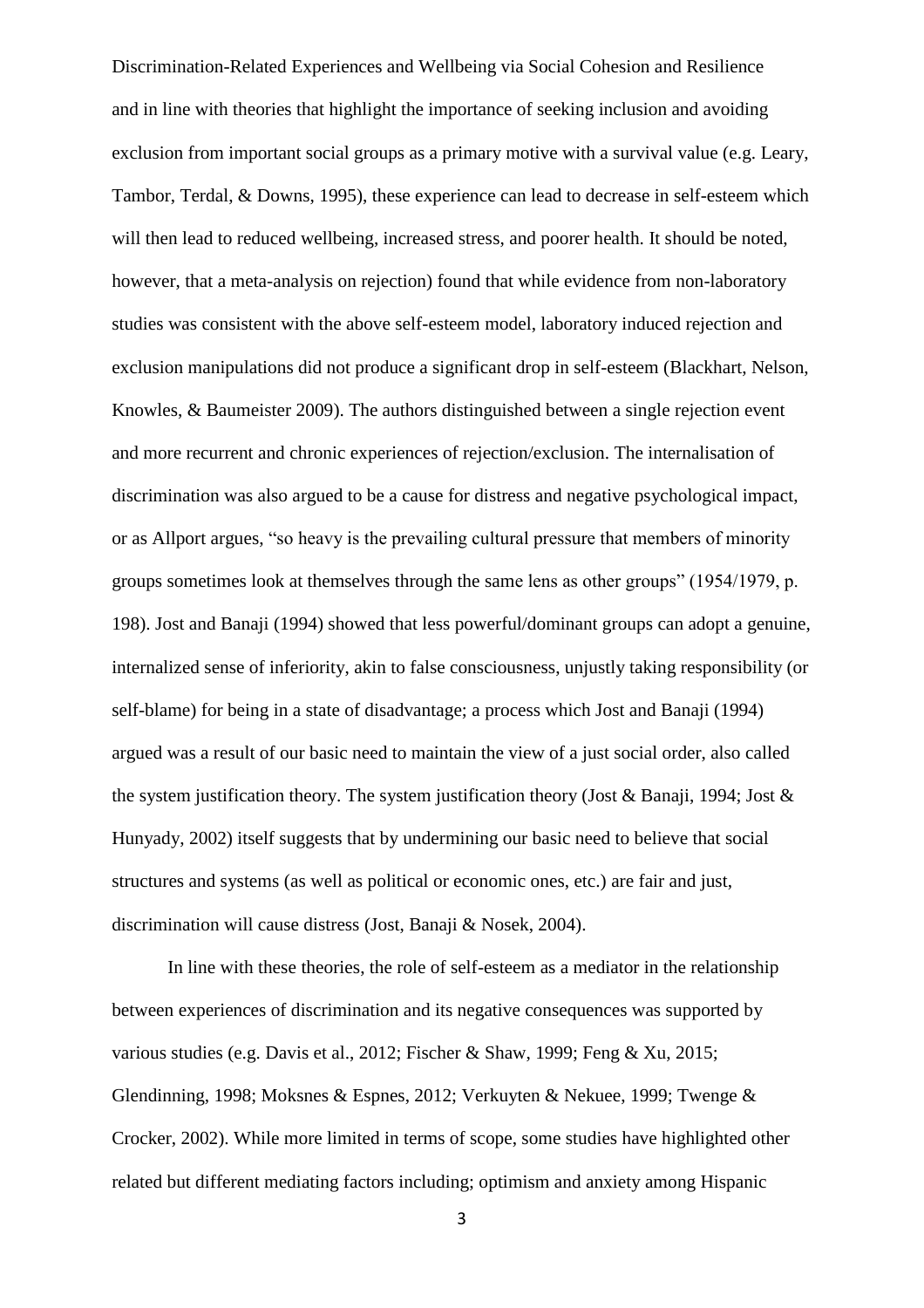and in line with theories that highlight the importance of seeking inclusion and avoiding exclusion from important social groups as a primary motive with a survival value (e.g. Leary, Tambor, Terdal, & Downs, 1995), these experience can lead to decrease in self-esteem which will then lead to reduced wellbeing, increased stress, and poorer health. It should be noted, however, that a meta-analysis on rejection) found that while evidence from non-laboratory studies was consistent with the above self-esteem model, laboratory induced rejection and exclusion manipulations did not produce a significant drop in self-esteem (Blackhart, Nelson, Knowles, & Baumeister 2009). The authors distinguished between a single rejection event and more recurrent and chronic experiences of rejection/exclusion. The internalisation of discrimination was also argued to be a cause for distress and negative psychological impact, or as Allport argues, "so heavy is the prevailing cultural pressure that members of minority groups sometimes look at themselves through the same lens as other groups" (1954/1979, p. 198). Jost and Banaji (1994) showed that less powerful/dominant groups can adopt a genuine, internalized sense of inferiority, akin to false consciousness, unjustly taking responsibility (or self-blame) for being in a state of disadvantage; a process which Jost and Banaji (1994) argued was a result of our basic need to maintain the view of a just social order, also called the system justification theory. The system justification theory (Jost & Banaji, 1994; Jost & Hunyady, 2002) itself suggests that by undermining our basic need to believe that social structures and systems (as well as political or economic ones, etc.) are fair and just, discrimination will cause distress (Jost, Banaji & Nosek, 2004).

In line with these theories, the role of self-esteem as a mediator in the relationship between experiences of discrimination and its negative consequences was supported by various studies (e.g. Davis et al., 2012; Fischer & Shaw, 1999; Feng & Xu, 2015; Glendinning, 1998; Moksnes & Espnes, 2012; Verkuyten & Nekuee, 1999; Twenge & Crocker, 2002). While more limited in terms of scope, some studies have highlighted other related but different mediating factors including; optimism and anxiety among Hispanic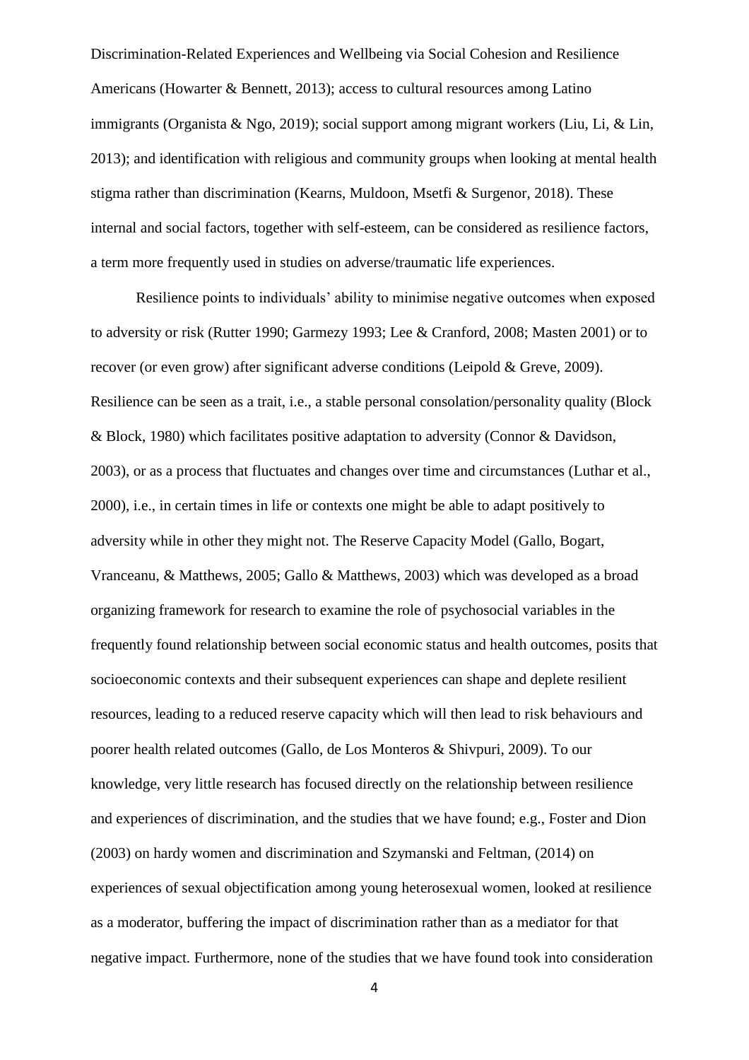Americans (Howarter & Bennett, 2013); access to cultural resources among Latino immigrants (Organista & Ngo, 2019); social support among migrant workers (Liu, Li, & Lin, 2013); and identification with religious and community groups when looking at mental health stigma rather than discrimination (Kearns, Muldoon, Msetfi & Surgenor, 2018). These internal and social factors, together with self-esteem, can be considered as resilience factors, a term more frequently used in studies on adverse/traumatic life experiences.

Resilience points to individuals' ability to minimise negative outcomes when exposed to adversity or risk (Rutter 1990; Garmezy 1993; Lee & Cranford, 2008; Masten 2001) or to recover (or even grow) after significant adverse conditions (Leipold & Greve, 2009). Resilience can be seen as a trait, i.e., a stable personal consolation/personality quality (Block & Block, 1980) which facilitates positive adaptation to adversity (Connor & Davidson, 2003), or as a process that fluctuates and changes over time and circumstances (Luthar et al., 2000), i.e., in certain times in life or contexts one might be able to adapt positively to adversity while in other they might not. The Reserve Capacity Model (Gallo, Bogart, Vranceanu, & Matthews, 2005; Gallo & Matthews, 2003) which was developed as a broad organizing framework for research to examine the role of psychosocial variables in the frequently found relationship between social economic status and health outcomes, posits that socioeconomic contexts and their subsequent experiences can shape and deplete resilient resources, leading to a reduced reserve capacity which will then lead to risk behaviours and poorer health related outcomes (Gallo, de Los Monteros & Shivpuri, 2009). To our knowledge, very little research has focused directly on the relationship between resilience and experiences of discrimination, and the studies that we have found; e.g., Foster and Dion (2003) on hardy women and discrimination and Szymanski and Feltman, (2014) on experiences of sexual objectification among young heterosexual women, looked at resilience as a moderator, buffering the impact of discrimination rather than as a mediator for that negative impact. Furthermore, none of the studies that we have found took into consideration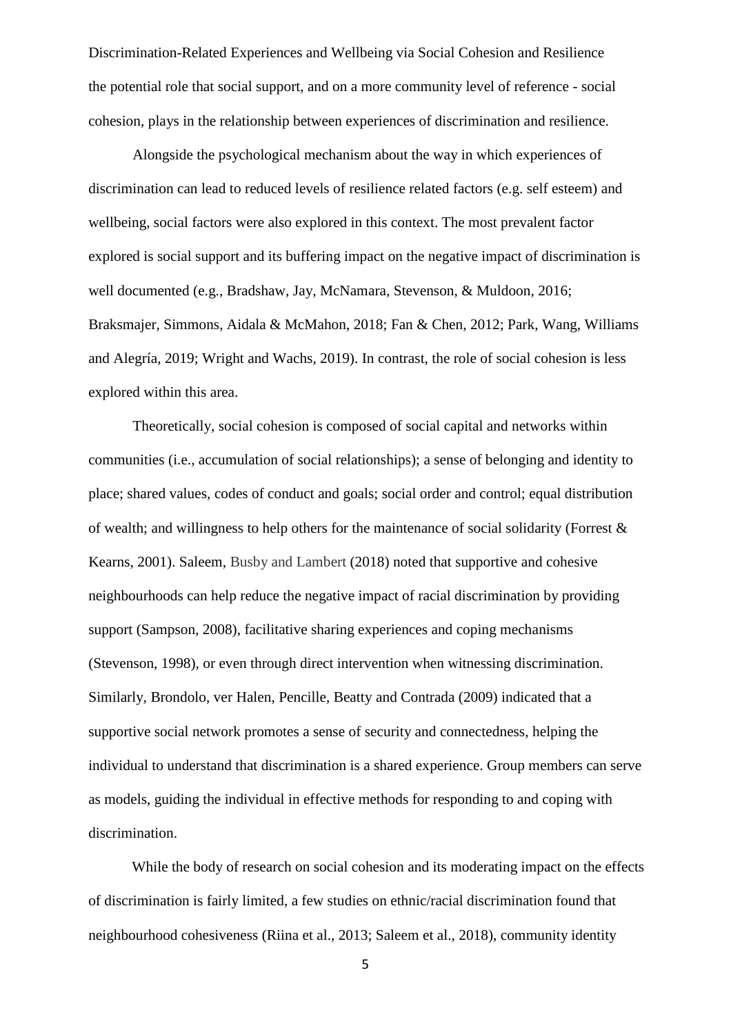the potential role that social support, and on a more community level of reference - social cohesion, plays in the relationship between experiences of discrimination and resilience.

Alongside the psychological mechanism about the way in which experiences of discrimination can lead to reduced levels of resilience related factors (e.g. self esteem) and wellbeing, social factors were also explored in this context. The most prevalent factor explored is social support and its buffering impact on the negative impact of discrimination is well documented (e.g., Bradshaw, Jay, McNamara, Stevenson, & Muldoon, 2016; Braksmajer, Simmons, Aidala & McMahon, 2018; Fan & Chen, 2012; Park, Wang, Williams and Alegría, 2019; Wright and Wachs, 2019). In contrast, the role of social cohesion is less explored within this area.

Theoretically, social cohesion is composed of social capital and networks within communities (i.e., accumulation of social relationships); a sense of belonging and identity to place; shared values, codes of conduct and goals; social order and control; equal distribution of wealth; and willingness to help others for the maintenance of social solidarity (Forrest & Kearns, 2001). Saleem, Busby and Lambert (2018) noted that supportive and cohesive neighbourhoods can help reduce the negative impact of racial discrimination by providing support (Sampson, 2008), facilitative sharing experiences and coping mechanisms (Stevenson, 1998), or even through direct intervention when witnessing discrimination. Similarly, Brondolo, ver Halen, Pencille, Beatty and Contrada (2009) indicated that a supportive social network promotes a sense of security and connectedness, helping the individual to understand that discrimination is a shared experience. Group members can serve as models, guiding the individual in effective methods for responding to and coping with discrimination.

While the body of research on social cohesion and its moderating impact on the effects of discrimination is fairly limited, a few studies on ethnic/racial discrimination found that neighbourhood cohesiveness (Riina et al., 2013; Saleem et al., 2018), community identity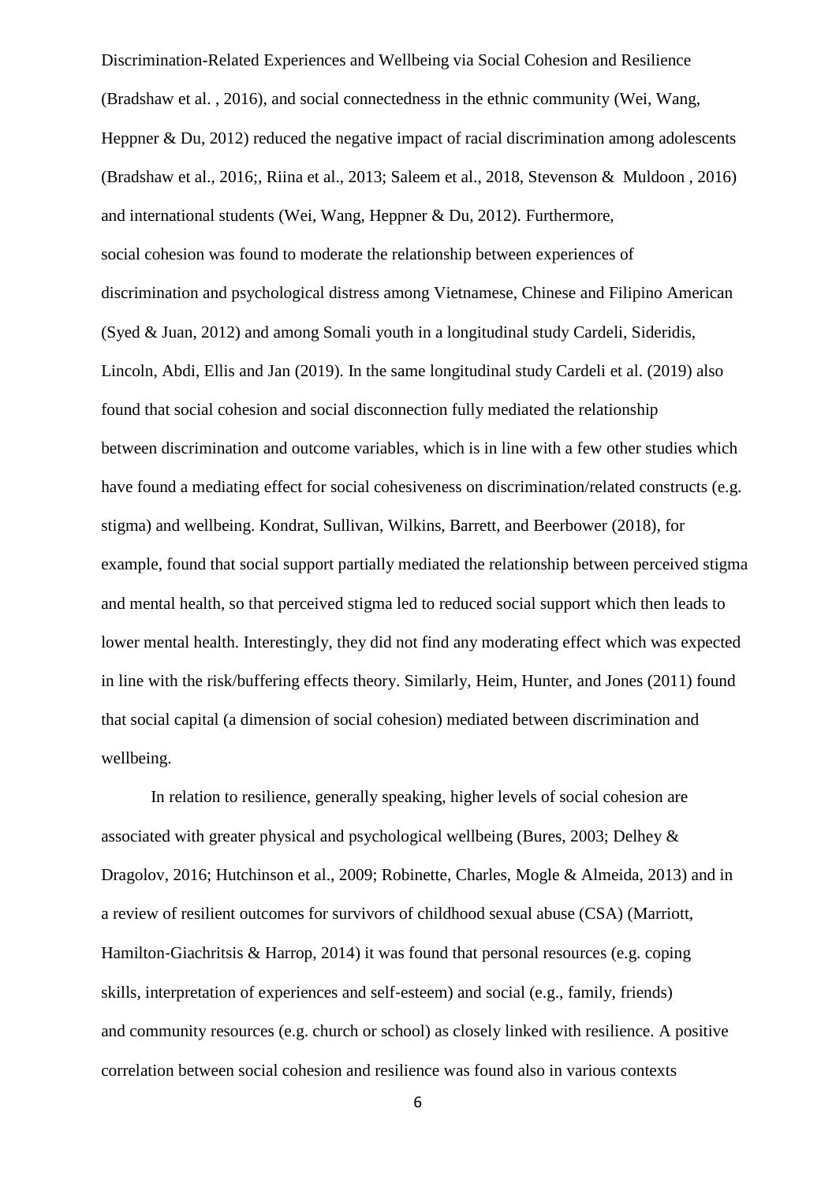(Bradshaw et al. , 2016), and social connectedness in the ethnic community (Wei, Wang, Heppner & Du, 2012) reduced the negative impact of racial discrimination among adolescents (Bradshaw et al., 2016;, Riina et al., 2013; Saleem et al., 2018, Stevenson & Muldoon , 2016) and international students (Wei, Wang, Heppner & Du, 2012). Furthermore, social cohesion was found to moderate the relationship between experiences of discrimination and psychological distress among Vietnamese, Chinese and Filipino American (Syed & Juan, 2012) and among Somali youth in a longitudinal study Cardeli, Sideridis, Lincoln, Abdi, Ellis and Jan (2019). In the same longitudinal study Cardeli et al. (2019) also found that social cohesion and social disconnection fully mediated the relationship between discrimination and outcome variables, which is in line with a few other studies which have found a mediating effect for social cohesiveness on discrimination/related constructs (e.g. stigma) and wellbeing. Kondrat, Sullivan, Wilkins, Barrett, and Beerbower (2018), for example, found that social support partially mediated the relationship between perceived stigma and mental health, so that perceived stigma led to reduced social support which then leads to lower mental health. Interestingly, they did not find any moderating effect which was expected in line with the risk/buffering effects theory. Similarly, Heim, Hunter, and Jones (2011) found that social capital (a dimension of social cohesion) mediated between discrimination and wellbeing.

In relation to resilience, generally speaking, higher levels of social cohesion are associated with greater physical and psychological wellbeing (Bures, 2003; Delhey & Dragolov, 2016; Hutchinson et al., 2009; Robinette, Charles, Mogle & Almeida, 2013) and in a review of resilient outcomes for survivors of childhood sexual abuse (CSA) (Marriott, Hamilton-Giachritsis & Harrop, 2014) it was found that personal resources (e.g. coping skills, interpretation of experiences and self-esteem) and social (e.g., family, friends) and community resources (e.g. church or school) as closely linked with resilience. A positive correlation between social cohesion and resilience was found also in various contexts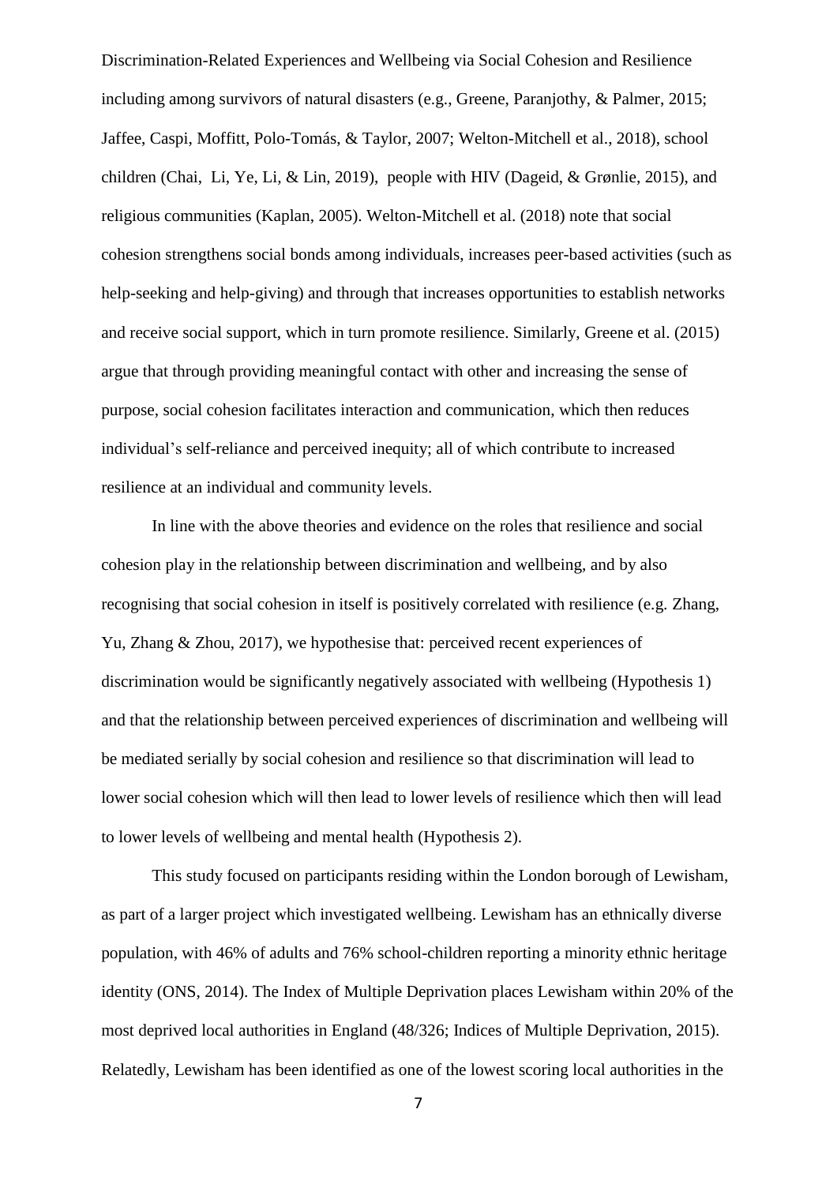including among survivors of natural disasters (e.g., Greene, Paranjothy, & Palmer, 2015; Jaffee, Caspi, Moffitt, Polo-Tomás, & Taylor, 2007; Welton-Mitchell et al., 2018), school children (Chai, Li, Ye, Li, & Lin, 2019), people with HIV (Dageid, & Grønlie, 2015), and religious communities (Kaplan, 2005). Welton-Mitchell et al. (2018) note that social cohesion strengthens social bonds among individuals, increases peer-based activities (such as help-seeking and help-giving) and through that increases opportunities to establish networks and receive social support, which in turn promote resilience. Similarly, Greene et al. (2015) argue that through providing meaningful contact with other and increasing the sense of purpose, social cohesion facilitates interaction and communication, which then reduces individual's self-reliance and perceived inequity; all of which contribute to increased resilience at an individual and community levels.

In line with the above theories and evidence on the roles that resilience and social cohesion play in the relationship between discrimination and wellbeing, and by also recognising that social cohesion in itself is positively correlated with resilience (e.g. Zhang, Yu, Zhang & Zhou, 2017), we hypothesise that: perceived recent experiences of discrimination would be significantly negatively associated with wellbeing (Hypothesis 1) and that the relationship between perceived experiences of discrimination and wellbeing will be mediated serially by social cohesion and resilience so that discrimination will lead to lower social cohesion which will then lead to lower levels of resilience which then will lead to lower levels of wellbeing and mental health (Hypothesis 2).

This study focused on participants residing within the London borough of Lewisham, as part of a larger project which investigated wellbeing. Lewisham has an ethnically diverse population, with 46% of adults and 76% school-children reporting a minority ethnic heritage identity (ONS, 2014). The Index of Multiple Deprivation places Lewisham within 20% of the most deprived local authorities in England (48/326; Indices of Multiple Deprivation, 2015). Relatedly, Lewisham has been identified as one of the lowest scoring local authorities in the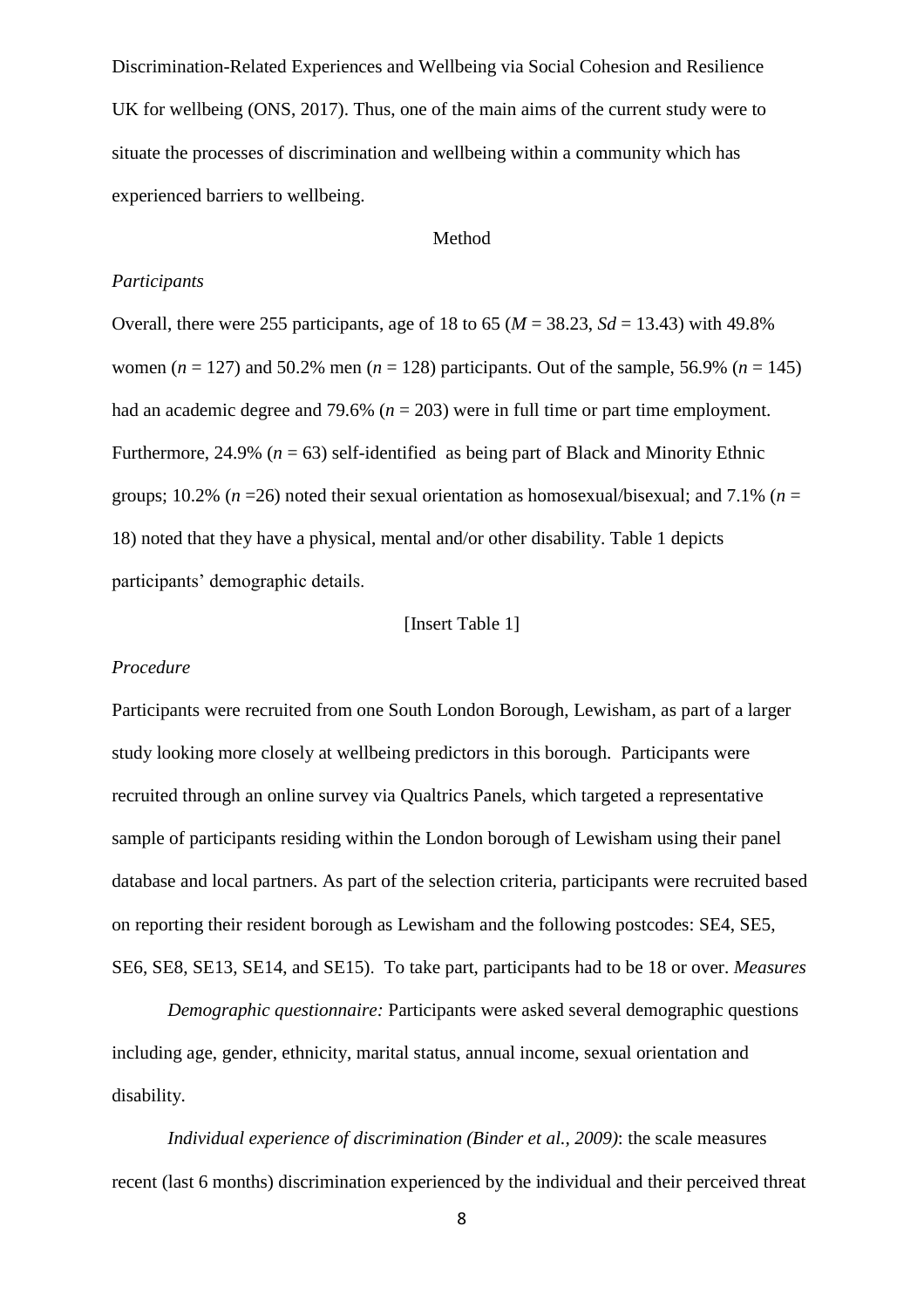UK for wellbeing (ONS, 2017). Thus, one of the main aims of the current study were to situate the processes of discrimination and wellbeing within a community which has experienced barriers to wellbeing.

## Method

### *Participants*

Overall, there were 255 participants, age of 18 to 65 ($M$ = 38.23, $Sd$ = 13.43) with 49.8% women ($n$ = 127) and 50.2% men ($n$ = 128) participants. Out of the sample, 56.9% ($n$ = 145) had an academic degree and 79.6% ($n$ = 203) were in full time or part time employment. Furthermore, 24.9% ($n$ = 63) self-identified as being part of Black and Minority Ethnic groups; 10.2% ($n$ =26) noted their sexual orientation as homosexual/bisexual; and 7.1% ($n$ = 18) noted that they have a physical, mental and/or other disability. Table 1 depicts participants' demographic details.

[Insert Table 1]

### *Procedure*

Participants were recruited from one South London Borough, Lewisham, as part of a larger study looking more closely at wellbeing predictors in this borough. Participants were recruited through an online survey via Qualtrics Panels, which targeted a representative sample of participants residing within the London borough of Lewisham using their panel database and local partners. As part of the selection criteria, participants were recruited based on reporting their resident borough as Lewisham and the following postcodes: SE4, SE5, SE6, SE8, SE13, SE14, and SE15). To take part, participants had to be 18 or over.

### *Measures*

*Demographic questionnaire:* Participants were asked several demographic questions including age, gender, ethnicity, marital status, annual income, sexual orientation and disability.

*Individual experience of discrimination (Binder et al., 2009)*: the scale measures recent (last 6 months) discrimination experienced by the individual and their perceived threat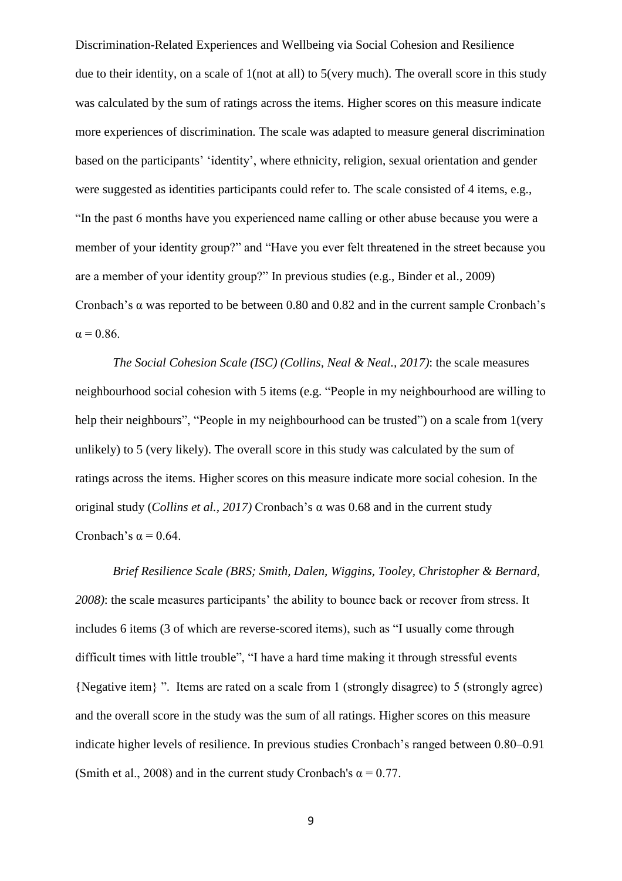due to their identity, on a scale of 1(not at all) to 5(very much). The overall score in this study was calculated by the sum of ratings across the items. Higher scores on this measure indicate more experiences of discrimination. The scale was adapted to measure general discrimination based on the participants' 'identity', where ethnicity, religion, sexual orientation and gender were suggested as identities participants could refer to. The scale consisted of 4 items, e.g., "In the past 6 months have you experienced name calling or other abuse because you were a member of your identity group?" and "Have you ever felt threatened in the street because you are a member of your identity group?" In previous studies (e.g., Binder et al., 2009) Cronbach's α was reported to be between 0.80 and 0.82 and in the current sample Cronbach's α = 0.86.

*The Social Cohesion Scale (ISC) (Collins, Neal & Neal., 2017)*: the scale measures neighbourhood social cohesion with 5 items (e.g. "People in my neighbourhood are willing to help their neighbours", "People in my neighbourhood can be trusted") on a scale from 1(very unlikely) to 5 (very likely). The overall score in this study was calculated by the sum of ratings across the items. Higher scores on this measure indicate more social cohesion. In the original study (*Collins et al., 2017)* Cronbach's α was 0.68 and in the current study Cronbach's α = 0.64.

*Brief Resilience Scale (BRS; Smith, Dalen, Wiggins, Tooley, Christopher & Bernard, 2008)*: the scale measures participants' the ability to bounce back or recover from stress. It includes 6 items (3 of which are reverse-scored items), such as "I usually come through difficult times with little trouble", "I have a hard time making it through stressful events {Negative item} ". Items are rated on a scale from 1 (strongly disagree) to 5 (strongly agree) and the overall score in the study was the sum of all ratings. Higher scores on this measure indicate higher levels of resilience. In previous studies Cronbach's ranged between 0.80–0.91 (Smith et al., 2008) and in the current study Cronbach's α = 0.77.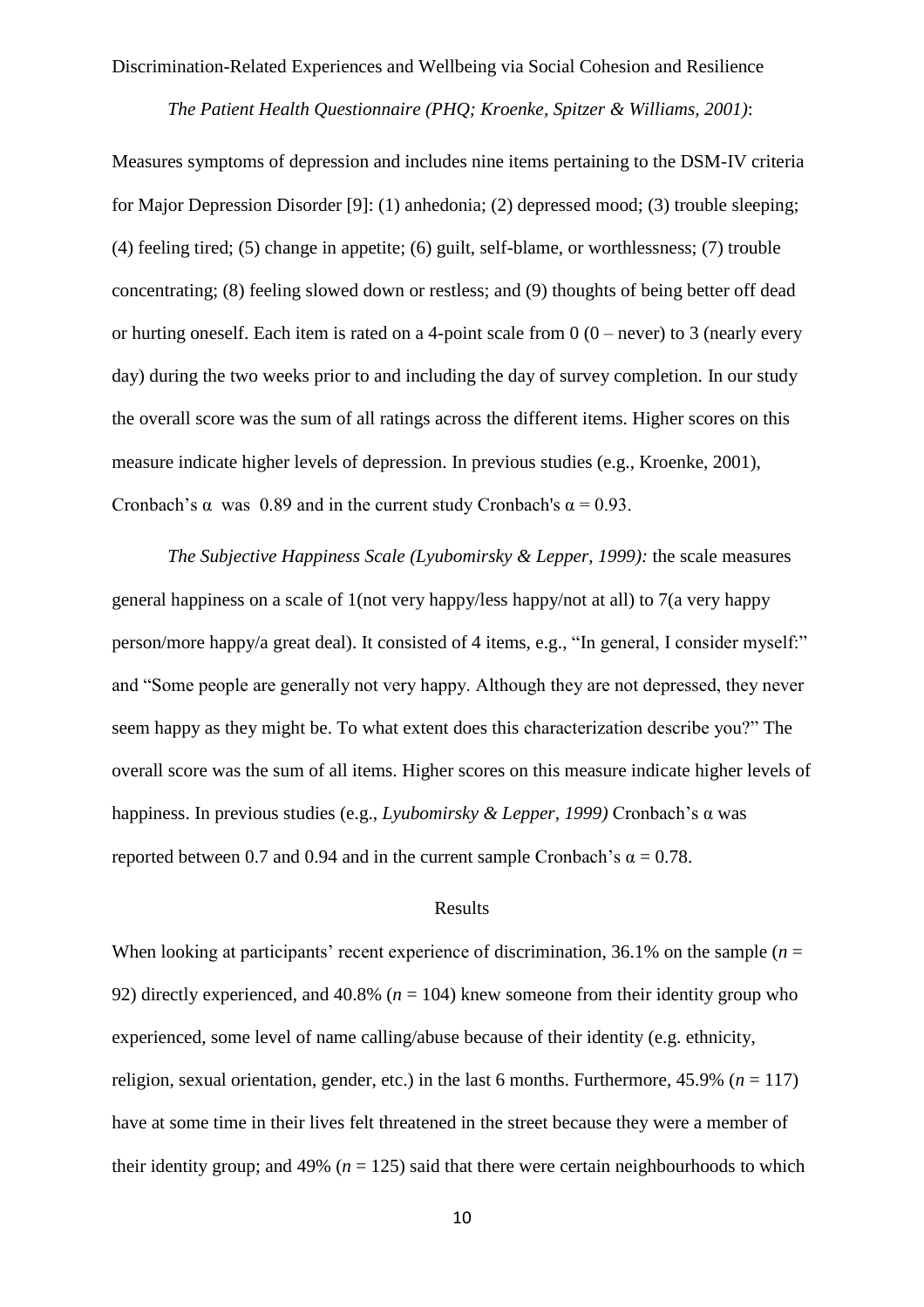*The Patient Health Questionnaire (PHQ; Kroenke, Spitzer & Williams, 2001)*:

Measures symptoms of depression and includes nine items pertaining to the DSM-IV criteria for Major Depression Disorder [9]: (1) anhedonia; (2) depressed mood; (3) trouble sleeping; (4) feeling tired; (5) change in appetite; (6) guilt, self-blame, or worthlessness; (7) trouble concentrating; (8) feeling slowed down or restless; and (9) thoughts of being better off dead or hurting oneself. Each item is rated on a 4-point scale from 0 (0 – never) to 3 (nearly every day) during the two weeks prior to and including the day of survey completion. In our study the overall score was the sum of all ratings across the different items. Higher scores on this measure indicate higher levels of depression. In previous studies (e.g., Kroenke, 2001), Cronbach's α was 0.89 and in the current study Cronbach's α = 0.93.

*The Subjective Happiness Scale (Lyubomirsky & Lepper, 1999):* the scale measures general happiness on a scale of 1(not very happy/less happy/not at all) to 7(a very happy person/more happy/a great deal). It consisted of 4 items, e.g., "In general, I consider myself:" and "Some people are generally not very happy. Although they are not depressed, they never seem happy as they might be. To what extent does this characterization describe you?" The overall score was the sum of all items. Higher scores on this measure indicate higher levels of happiness. In previous studies (e.g., *Lyubomirsky & Lepper, 1999)* Cronbach's α was reported between 0.7 and 0.94 and in the current sample Cronbach's α = 0.78.

## Results

When looking at participants' recent experience of discrimination, 36.1% on the sample (*n* = 92) directly experienced, and 40.8% (*n* = 104) knew someone from their identity group who experienced, some level of name calling/abuse because of their identity (e.g. ethnicity, religion, sexual orientation, gender, etc.) in the last 6 months. Furthermore, 45.9% (*n* = 117) have at some time in their lives felt threatened in the street because they were a member of their identity group; and 49% (*n* = 125) said that there were certain neighbourhoods to which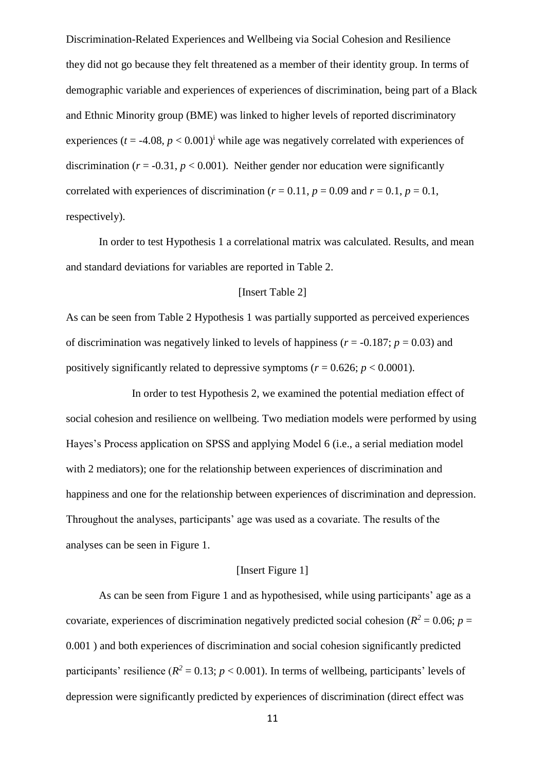they did not go because they felt threatened as a member of their identity group. In terms of demographic variable and experiences of experiences of discrimination, being part of a Black and Ethnic Minority group (BME) was linked to higher levels of reported discriminatory experiences ($t$ = -4.08, $p < 0.001$)[i] while age was negatively correlated with experiences of discrimination ($r$ = -0.31, $p < 0.001$). Neither gender nor education were significantly correlated with experiences of discrimination ($r$ = 0.11, $p$ = 0.09 and $r$ = 0.1, $p$ = 0.1, respectively).

In order to test Hypothesis 1 a correlational matrix was calculated. Results, and mean and standard deviations for variables are reported in Table 2.

[Insert Table 2]

As can be seen from Table 2 Hypothesis 1 was partially supported as perceived experiences of discrimination was negatively linked to levels of happiness ($r$ = -0.187; $p$ = 0.03) and positively significantly related to depressive symptoms ($r$ = 0.626; $p < 0.0001$).

In order to test Hypothesis 2, we examined the potential mediation effect of social cohesion and resilience on wellbeing. Two mediation models were performed by using Hayes's Process application on SPSS and applying Model 6 (i.e., a serial mediation model with 2 mediators); one for the relationship between experiences of discrimination and happiness and one for the relationship between experiences of discrimination and depression. Throughout the analyses, participants' age was used as a covariate. The results of the analyses can be seen in Figure 1.

[Insert Figure 1]

As can be seen from Figure 1 and as hypothesised, while using participants' age as a covariate, experiences of discrimination negatively predicted social cohesion ($R^2$ = 0.06; $p$ = 0.001 ) and both experiences of discrimination and social cohesion significantly predicted participants' resilience ($R^2$ = 0.13; $p < 0.001$). In terms of wellbeing, participants' levels of depression were significantly predicted by experiences of discrimination (direct effect was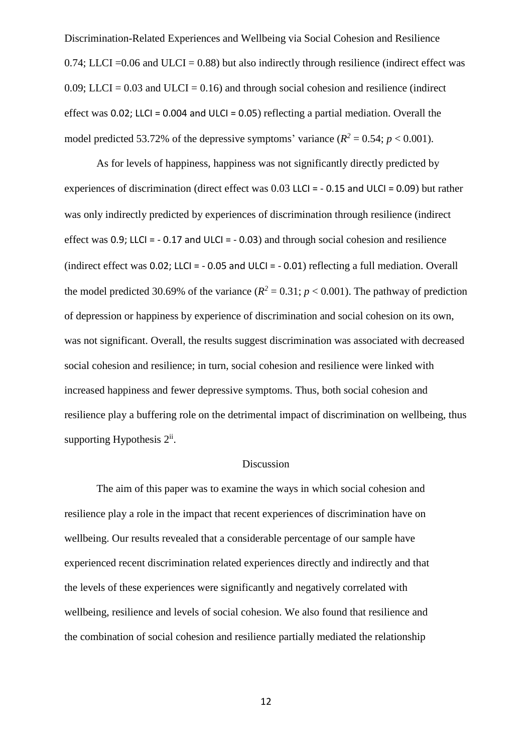0.74; LLCI =0.06 and ULCI = 0.88) but also indirectly through resilience (indirect effect was 0.09; LLCI = 0.03 and ULCI = 0.16) and through social cohesion and resilience (indirect effect was 0.02; LLCI = 0.004 and ULCI = 0.05) reflecting a partial mediation. Overall the model predicted 53.72% of the depressive symptoms' variance ($R^2 = 0.54$; $p < 0.001$).

As for levels of happiness, happiness was not significantly directly predicted by experiences of discrimination (direct effect was 0.03 LLCI = - 0.15 and ULCI = 0.09) but rather was only indirectly predicted by experiences of discrimination through resilience (indirect effect was 0.9; LLCI = - 0.17 and ULCI = - 0.03) and through social cohesion and resilience (indirect effect was 0.02; LLCI = - 0.05 and ULCI = - 0.01) reflecting a full mediation. Overall the model predicted 30.69% of the variance ($R^2 = 0.31$; $p < 0.001$). The pathway of prediction of depression or happiness by experience of discrimination and social cohesion on its own, was not significant. Overall, the results suggest discrimination was associated with decreased social cohesion and resilience; in turn, social cohesion and resilience were linked with increased happiness and fewer depressive symptoms. Thus, both social cohesion and resilience play a buffering role on the detrimental impact of discrimination on wellbeing, thus supporting Hypothesis 2[ii].

## Discussion

The aim of this paper was to examine the ways in which social cohesion and resilience play a role in the impact that recent experiences of discrimination have on wellbeing. Our results revealed that a considerable percentage of our sample have experienced recent discrimination related experiences directly and indirectly and that the levels of these experiences were significantly and negatively correlated with wellbeing, resilience and levels of social cohesion. We also found that resilience and the combination of social cohesion and resilience partially mediated the relationship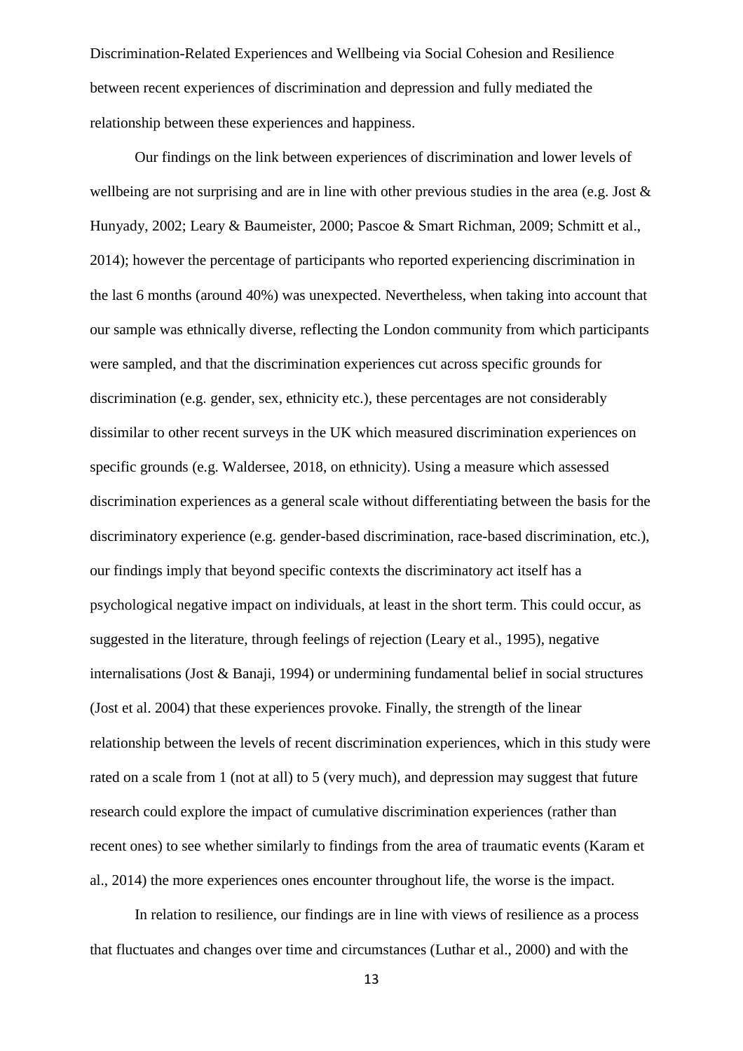Discrimination-Related Experiences and Wellbeing via Social Cohesion and Resilience between recent experiences of discrimination and depression and fully mediated the relationship between these experiences and happiness.

Our findings on the link between experiences of discrimination and lower levels of wellbeing are not surprising and are in line with other previous studies in the area (e.g. Jost & Hunyady, 2002; Leary & Baumeister, 2000; Pascoe & Smart Richman, 2009; Schmitt et al., 2014); however the percentage of participants who reported experiencing discrimination in the last 6 months (around 40%) was unexpected. Nevertheless, when taking into account that our sample was ethnically diverse, reflecting the London community from which participants were sampled, and that the discrimination experiences cut across specific grounds for discrimination (e.g. gender, sex, ethnicity etc.), these percentages are not considerably dissimilar to other recent surveys in the UK which measured discrimination experiences on specific grounds (e.g. Waldersee, 2018, on ethnicity). Using a measure which assessed discrimination experiences as a general scale without differentiating between the basis for the discriminatory experience (e.g. gender-based discrimination, race-based discrimination, etc.), our findings imply that beyond specific contexts the discriminatory act itself has a psychological negative impact on individuals, at least in the short term. This could occur, as suggested in the literature, through feelings of rejection (Leary et al., 1995), negative internalisations (Jost & Banaji, 1994) or undermining fundamental belief in social structures (Jost et al. 2004) that these experiences provoke. Finally, the strength of the linear relationship between the levels of recent discrimination experiences, which in this study were rated on a scale from 1 (not at all) to 5 (very much), and depression may suggest that future research could explore the impact of cumulative discrimination experiences (rather than recent ones) to see whether similarly to findings from the area of traumatic events (Karam et al., 2014) the more experiences ones encounter throughout life, the worse is the impact.

In relation to resilience, our findings are in line with views of resilience as a process that fluctuates and changes over time and circumstances (Luthar et al., 2000) and with the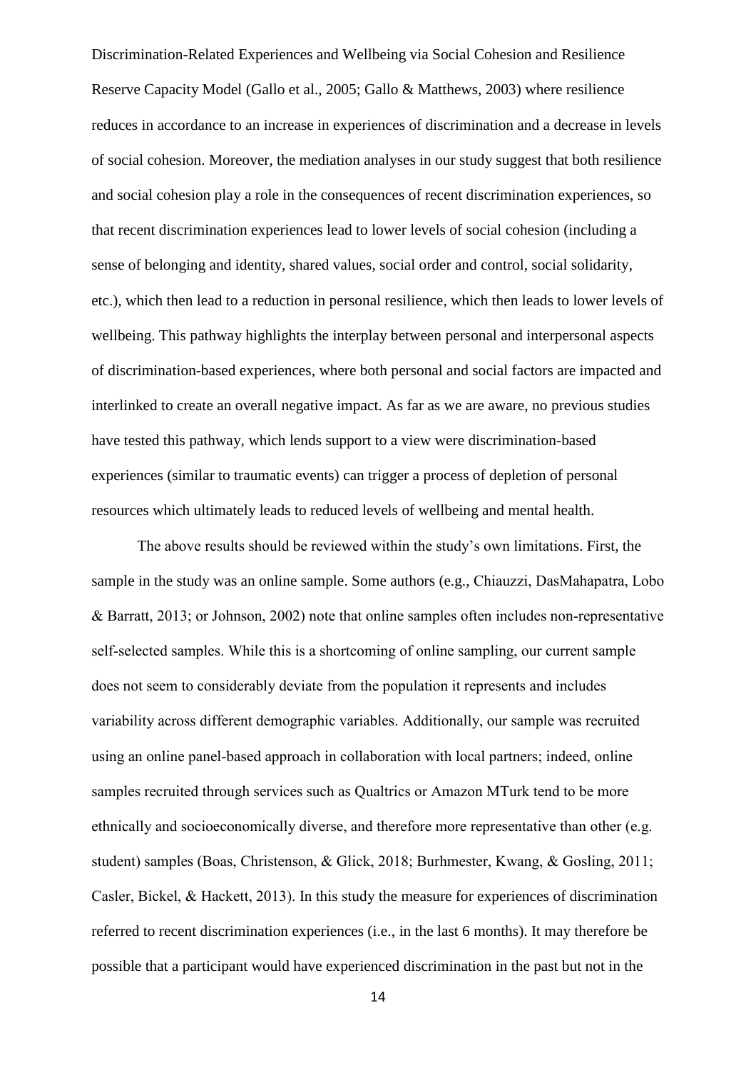Reserve Capacity Model (Gallo et al., 2005; Gallo & Matthews, 2003) where resilience reduces in accordance to an increase in experiences of discrimination and a decrease in levels of social cohesion. Moreover, the mediation analyses in our study suggest that both resilience and social cohesion play a role in the consequences of recent discrimination experiences, so that recent discrimination experiences lead to lower levels of social cohesion (including a sense of belonging and identity, shared values, social order and control, social solidarity, etc.), which then lead to a reduction in personal resilience, which then leads to lower levels of wellbeing. This pathway highlights the interplay between personal and interpersonal aspects of discrimination-based experiences, where both personal and social factors are impacted and interlinked to create an overall negative impact. As far as we are aware, no previous studies have tested this pathway, which lends support to a view were discrimination-based experiences (similar to traumatic events) can trigger a process of depletion of personal resources which ultimately leads to reduced levels of wellbeing and mental health.

The above results should be reviewed within the study's own limitations. First, the sample in the study was an online sample. Some authors (e.g., Chiauzzi, DasMahapatra, Lobo & Barratt, 2013; or Johnson, 2002) note that online samples often includes non-representative self-selected samples. While this is a shortcoming of online sampling, our current sample does not seem to considerably deviate from the population it represents and includes variability across different demographic variables. Additionally, our sample was recruited using an online panel-based approach in collaboration with local partners; indeed, online samples recruited through services such as Qualtrics or Amazon MTurk tend to be more ethnically and socioeconomically diverse, and therefore more representative than other (e.g. student) samples (Boas, Christenson, & Glick, 2018; Burhmester, Kwang, & Gosling, 2011; Casler, Bickel, & Hackett, 2013). In this study the measure for experiences of discrimination referred to recent discrimination experiences (i.e., in the last 6 months). It may therefore be possible that a participant would have experienced discrimination in the past but not in the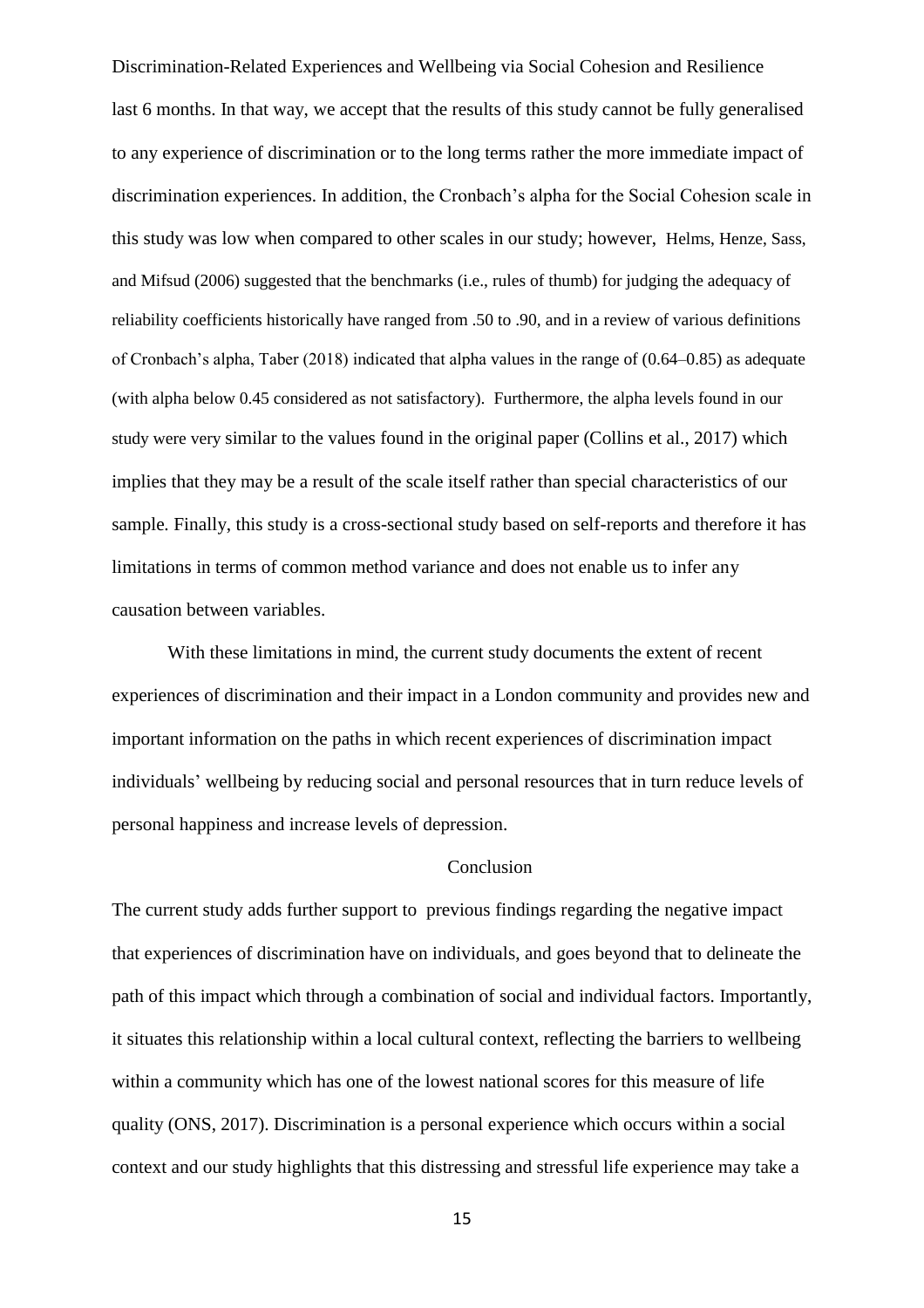last 6 months. In that way, we accept that the results of this study cannot be fully generalised to any experience of discrimination or to the long terms rather the more immediate impact of discrimination experiences. In addition, the Cronbach's alpha for the Social Cohesion scale in this study was low when compared to other scales in our study; however, Helms, Henze, Sass, and Mifsud (2006) suggested that the benchmarks (i.e., rules of thumb) for judging the adequacy of reliability coefficients historically have ranged from .50 to .90, and in a review of various definitions of Cronbach's alpha, Taber (2018) indicated that alpha values in the range of (0.64–0.85) as adequate (with alpha below 0.45 considered as not satisfactory). Furthermore, the alpha levels found in our study were very similar to the values found in the original paper (Collins et al., 2017) which implies that they may be a result of the scale itself rather than special characteristics of our sample. Finally, this study is a cross-sectional study based on self-reports and therefore it has limitations in terms of common method variance and does not enable us to infer any causation between variables.

With these limitations in mind, the current study documents the extent of recent experiences of discrimination and their impact in a London community and provides new and important information on the paths in which recent experiences of discrimination impact individuals' wellbeing by reducing social and personal resources that in turn reduce levels of personal happiness and increase levels of depression.

## Conclusion

The current study adds further support to previous findings regarding the negative impact that experiences of discrimination have on individuals, and goes beyond that to delineate the path of this impact which through a combination of social and individual factors. Importantly, it situates this relationship within a local cultural context, reflecting the barriers to wellbeing within a community which has one of the lowest national scores for this measure of life quality (ONS, 2017). Discrimination is a personal experience which occurs within a social context and our study highlights that this distressing and stressful life experience may take a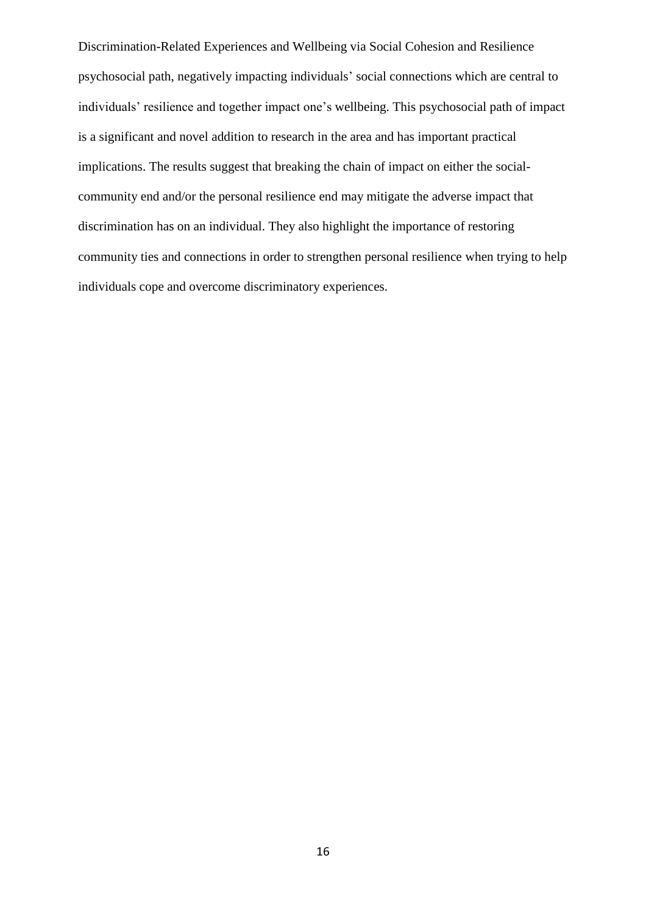psychosocial path, negatively impacting individuals' social connections which are central to individuals' resilience and together impact one's wellbeing. This psychosocial path of impact is a significant and novel addition to research in the area and has important practical implications. The results suggest that breaking the chain of impact on either the social-community end and/or the personal resilience end may mitigate the adverse impact that discrimination has on an individual. They also highlight the importance of restoring community ties and connections in order to strengthen personal resilience when trying to help individuals cope and overcome discriminatory experiences.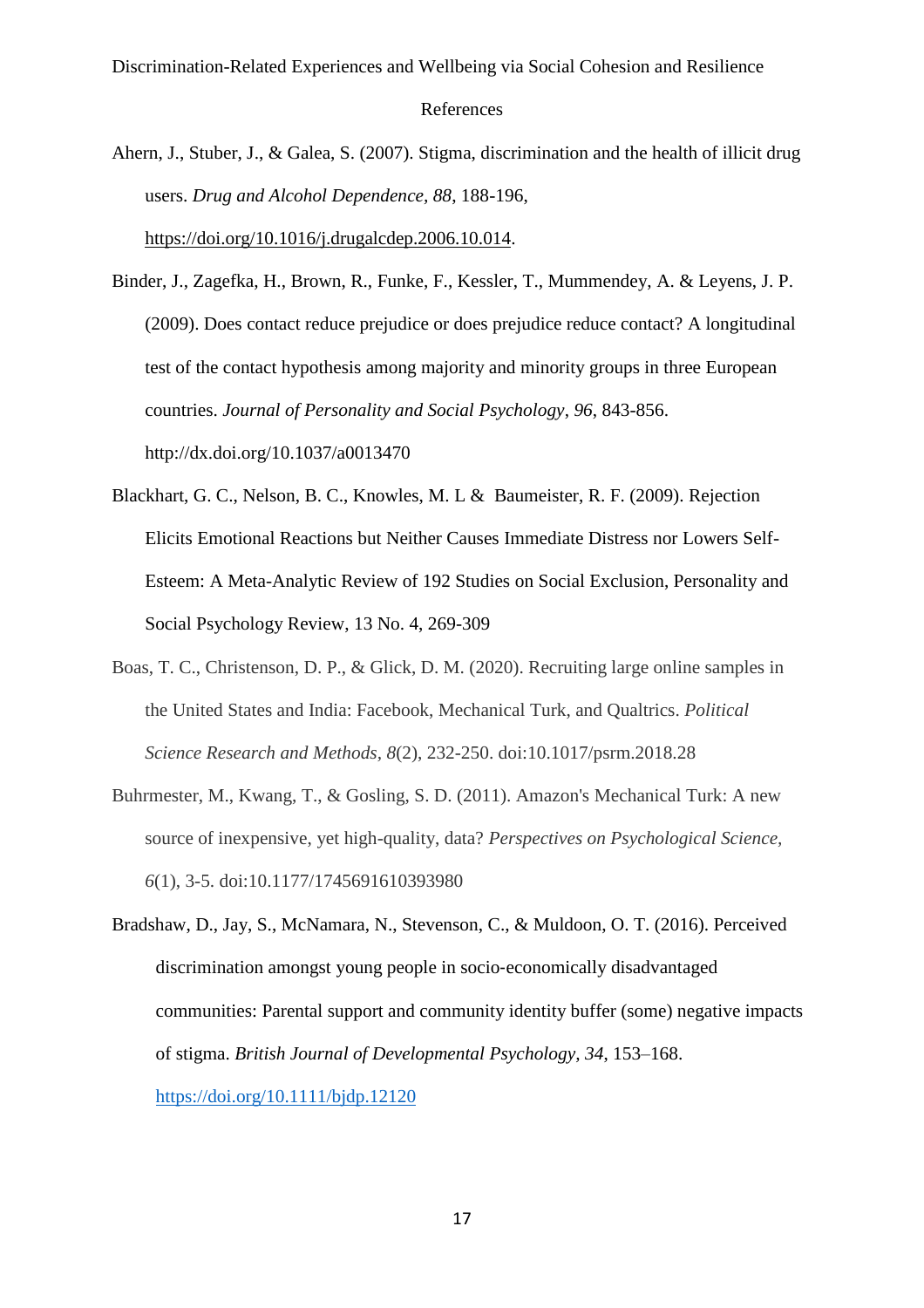# References

Ahern, J., Stuber, J., & Galea, S. (2007). Stigma, discrimination and the health of illicit drug users. *Drug and Alcohol Dependence, 88*, 188-196, https://doi.org/10.1016/j.drugalcdep.2006.10.014.

Binder, J., Zagefka, H., Brown, R., Funke, F., Kessler, T., Mummendey, A. & Leyens, J. P. (2009). Does contact reduce prejudice or does prejudice reduce contact? A longitudinal test of the contact hypothesis among majority and minority groups in three European countries. *Journal of Personality and Social Psychology*, *96*, 843-856. http://dx.doi.org/10.1037/a0013470

Blackhart, G. C., Nelson, B. C., Knowles, M. L & Baumeister, R. F. (2009). Rejection Elicits Emotional Reactions but Neither Causes Immediate Distress nor Lowers Self-Esteem: A Meta-Analytic Review of 192 Studies on Social Exclusion, Personality and Social Psychology Review, 13 No. 4, 269-309

Boas, T. C., Christenson, D. P., & Glick, D. M. (2020). Recruiting large online samples in the United States and India: Facebook, Mechanical Turk, and Qualtrics. *Political Science Research and Methods, 8*(2), 232-250. doi:10.1017/psrm.2018.28

Buhrmester, M., Kwang, T., & Gosling, S. D. (2011). Amazon's Mechanical Turk: A new source of inexpensive, yet high-quality, data? *Perspectives on Psychological Science, 6*(1), 3-5. doi:10.1177/1745691610393980

Bradshaw, D., Jay, S., McNamara, N., Stevenson, C., & Muldoon, O. T. (2016). Perceived discrimination amongst young people in socio-economically disadvantaged communities: Parental support and community identity buffer (some) negative impacts of stigma. *British Journal of Developmental Psychology, 34*, 153–168. https://doi.org/10.1111/bjdp.12120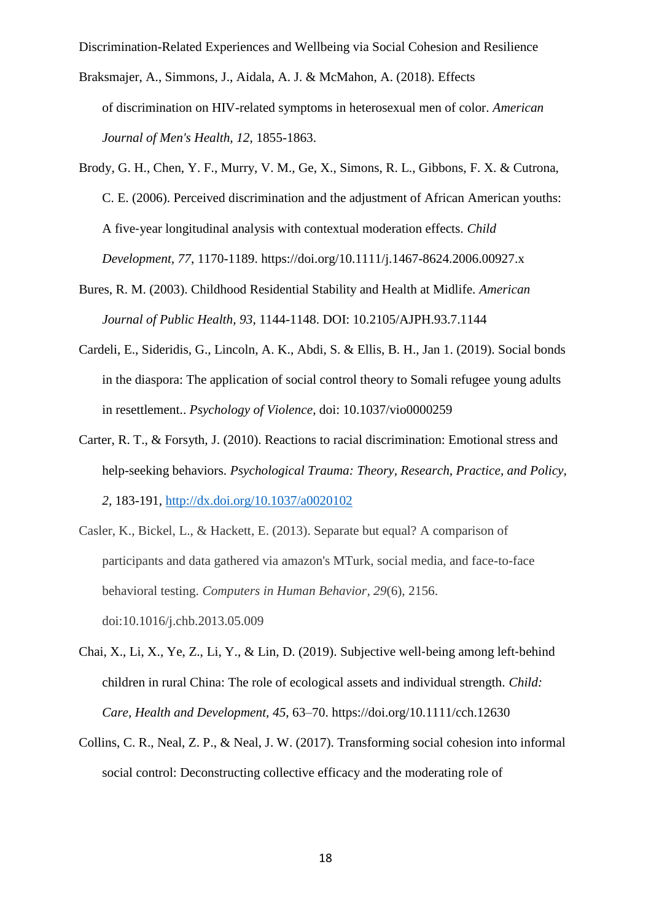Braksmajer, A., Simmons, J., Aidala, A. J. & McMahon, A. (2018). Effects of discrimination on HIV-related symptoms in heterosexual men of color. *American Journal of Men's Health, 12*, 1855-1863.

Brody, G. H., Chen, Y. F., Murry, V. M., Ge, X., Simons, R. L., Gibbons, F. X. & Cutrona, C. E. (2006). Perceived discrimination and the adjustment of African American youths: A five-year longitudinal analysis with contextual moderation effects. *Child Development, 77*, 1170-1189. https://doi.org/10.1111/j.1467-8624.2006.00927.x

Bures, R. M. (2003). Childhood Residential Stability and Health at Midlife. *American Journal of Public Health, 93*, 1144-1148. DOI: 10.2105/AJPH.93.7.1144

Cardeli, E., Sideridis, G., Lincoln, A. K., Abdi, S. & Ellis, B. H., Jan 1. (2019). Social bonds in the diaspora: The application of social control theory to Somali refugee young adults in resettlement.. *Psychology of Violence*, doi: 10.1037/vio0000259

Carter, R. T., & Forsyth, J. (2010). Reactions to racial discrimination: Emotional stress and help-seeking behaviors. *Psychological Trauma: Theory, Research, Practice, and Policy, 2*, 183-191, http://dx.doi.org/10.1037/a0020102

Casler, K., Bickel, L., & Hackett, E. (2013). Separate but equal? A comparison of participants and data gathered via amazon's MTurk, social media, and face-to-face behavioral testing. *Computers in Human Behavior, 29*(6), 2156. doi:10.1016/j.chb.2013.05.009

Chai, X., Li, X., Ye, Z., Li, Y., & Lin, D. (2019). Subjective well-being among left-behind children in rural China: The role of ecological assets and individual strength. *Child: Care, Health and Development, 45*, 63–70. https://doi.org/10.1111/cch.12630

Collins, C. R., Neal, Z. P., & Neal, J. W. (2017). Transforming social cohesion into informal social control: Deconstructing collective efficacy and the moderating role of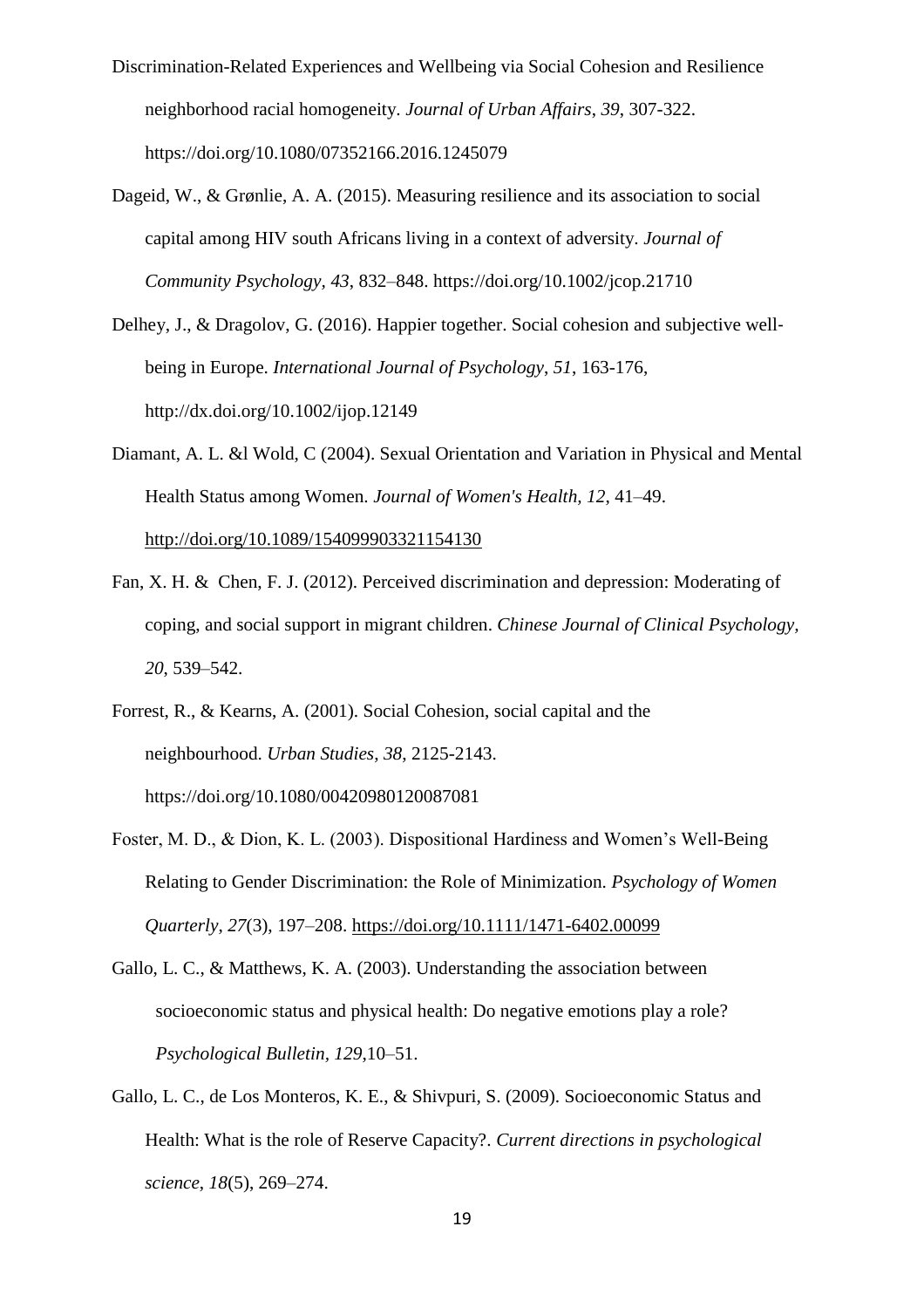Discrimination-Related Experiences and Wellbeing via Social Cohesion and Resilience neighborhood racial homogeneity. *Journal of Urban Affairs*, *39*, 307-322. https://doi.org/10.1080/07352166.2016.1245079

Dageid, W., & Grønlie, A. A. (2015). Measuring resilience and its association to social capital among HIV south Africans living in a context of adversity. *Journal of Community Psychology*, *43*, 832–848. https://doi.org/10.1002/jcop.21710

Delhey, J., & Dragolov, G. (2016). Happier together. Social cohesion and subjective well-being in Europe. *International Journal of Psychology*, *51*, 163-176, http://dx.doi.org/10.1002/ijop.12149

Diamant, A. L. &l Wold, C (2004). Sexual Orientation and Variation in Physical and Mental Health Status among Women. *Journal of Women's Health, 12*, 41–49. http://doi.org/10.1089/154099903321154130

Fan, X. H. & Chen, F. J. (2012). Perceived discrimination and depression: Moderating of coping, and social support in migrant children. *Chinese Journal of Clinical Psychology, 20*, 539–542.

Forrest, R., & Kearns, A. (2001). Social Cohesion, social capital and the neighbourhood. *Urban Studies*, *38*, 2125-2143. https://doi.org/10.1080/00420980120087081

Foster, M. D., & Dion, K. L. (2003). Dispositional Hardiness and Women's Well-Being Relating to Gender Discrimination: the Role of Minimization. *Psychology of Women Quarterly*, *27*(3), 197–208. https://doi.org/10.1111/1471-6402.00099

Gallo, L. C., & Matthews, K. A. (2003). Understanding the association between socioeconomic status and physical health: Do negative emotions play a role? *Psychological Bulletin, 129*,10–51.

Gallo, L. C., de Los Monteros, K. E., & Shivpuri, S. (2009). Socioeconomic Status and Health: What is the role of Reserve Capacity?. *Current directions in psychological science*, *18*(5), 269–274.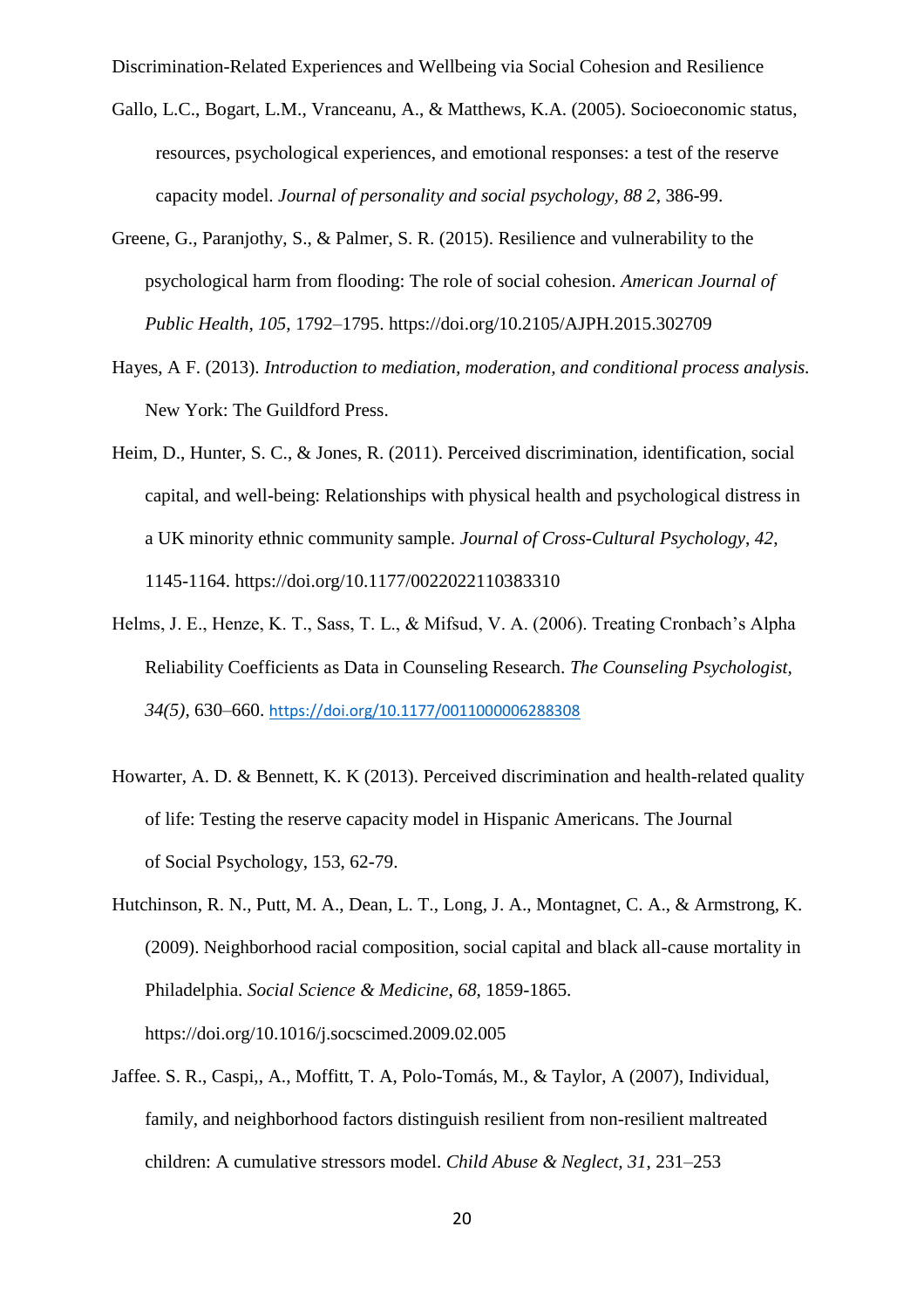Gallo, L.C., Bogart, L.M., Vranceanu, A., & Matthews, K.A. (2005). Socioeconomic status, resources, psychological experiences, and emotional responses: a test of the reserve capacity model. *Journal of personality and social psychology, 88 2*, 386-99.

Greene, G., Paranjothy, S., & Palmer, S. R. (2015). Resilience and vulnerability to the psychological harm from flooding: The role of social cohesion. *American Journal of Public Health, 105*, 1792–1795. https://doi.org/10.2105/AJPH.2015.302709

Hayes, A F. (2013). *Introduction to mediation, moderation, and conditional process analysis.* New York: The Guildford Press.

Heim, D., Hunter, S. C., & Jones, R. (2011). Perceived discrimination, identification, social capital, and well-being: Relationships with physical health and psychological distress in a UK minority ethnic community sample. *Journal of Cross-Cultural Psychology*, *42*, 1145-1164. https://doi.org/10.1177/0022022110383310

Helms, J. E., Henze, K. T., Sass, T. L., & Mifsud, V. A. (2006). Treating Cronbach's Alpha Reliability Coefficients as Data in Counseling Research. *The Counseling Psychologist, 34(5)*, 630–660. https://doi.org/10.1177/0011000006288308

Howarter, A. D. & Bennett, K. K (2013). Perceived discrimination and health-related quality of life: Testing the reserve capacity model in Hispanic Americans. The Journal of Social Psychology, 153, 62-79.

Hutchinson, R. N., Putt, M. A., Dean, L. T., Long, J. A., Montagnet, C. A., & Armstrong, K. (2009). Neighborhood racial composition, social capital and black all-cause mortality in Philadelphia. *Social Science & Medicine*, *68*, 1859-1865. https://doi.org/10.1016/j.socscimed.2009.02.005

Jaffee. S. R., Caspi,, A., Moffitt, T. A, Polo-Tomás, M., & Taylor, A (2007), Individual, family, and neighborhood factors distinguish resilient from non-resilient maltreated children: A cumulative stressors model. *Child Abuse & Neglect, 31*, 231–253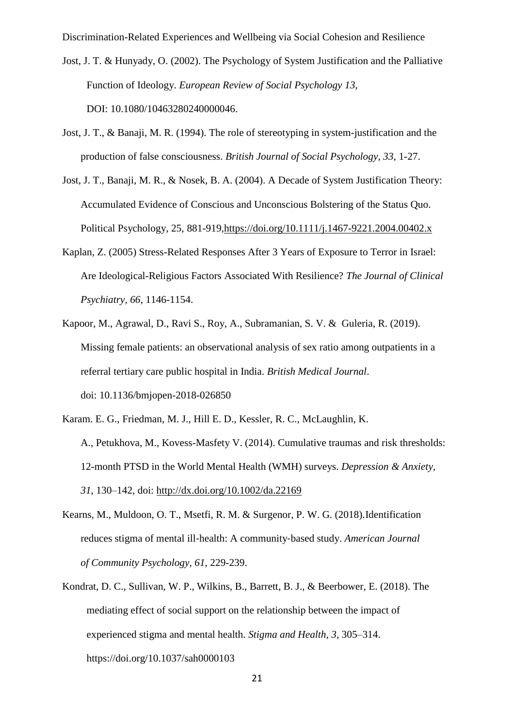Jost, J. T. & Hunyady, O. (2002). The Psychology of System Justification and the Palliative Function of Ideology. *European Review of Social Psychology 13*, DOI: 10.1080/10463280240000046.

Jost, J. T., & Banaji, M. R. (1994). The role of stereotyping in system-justification and the production of false consciousness. *British Journal of Social Psychology, 33*, 1-27.

Jost, J. T., Banaji, M. R., & Nosek, B. A. (2004). A Decade of System Justification Theory: Accumulated Evidence of Conscious and Unconscious Bolstering of the Status Quo. Political Psychology, 25, 881-919,https://doi.org/10.1111/j.1467-9221.2004.00402.x

Kaplan, Z. (2005) Stress-Related Responses After 3 Years of Exposure to Terror in Israel: Are Ideological-Religious Factors Associated With Resilience? *The Journal of Clinical Psychiatry, 66*, 1146-1154.

Kapoor, M., Agrawal, D., Ravi S., Roy, A., Subramanian, S. V. & Guleria, R. (2019). Missing female patients: an observational analysis of sex ratio among outpatients in a referral tertiary care public hospital in India. *British Medical Journal*. doi: 10.1136/bmjopen-2018-026850

Karam. E. G., Friedman, M. J., Hill E. D., Kessler, R. C., McLaughlin, K. A., Petukhova, M., Kovess-Masfety V. (2014). Cumulative traumas and risk thresholds: 12-month PTSD in the World Mental Health (WMH) surveys. *Depression & Anxiety, 31*, 130–142, doi: http://dx.doi.org/10.1002/da.22169

Kearns, M., Muldoon, O. T., Msetfi, R. M. & Surgenor, P. W. G. (2018).Identification reduces stigma of mental ill-health: A community-based study. *American Journal of Community Psychology, 61*, 229-239.

Kondrat, D. C., Sullivan, W. P., Wilkins, B., Barrett, B. J., & Beerbower, E. (2018). The mediating effect of social support on the relationship between the impact of experienced stigma and mental health. *Stigma and Health, 3*, 305–314. https://doi.org/10.1037/sah0000103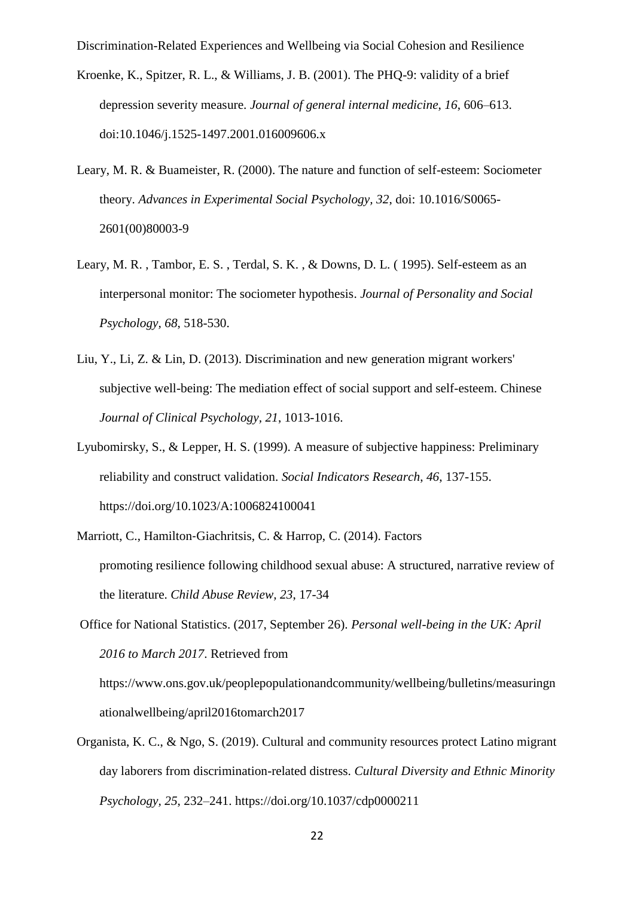Kroenke, K., Spitzer, R. L., & Williams, J. B. (2001). The PHQ-9: validity of a brief depression severity measure. *Journal of general internal medicine*, *16*, 606–613. doi:10.1046/j.1525-1497.2001.016009606.x

Leary, M. R. & Buameister, R. (2000). The nature and function of self-esteem: Sociometer theory. *Advances in Experimental Social Psychology, 32*, doi: 10.1016/S0065-2601(00)80003-9

Leary, M. R. , Tambor, E. S. , Terdal, S. K. , & Downs, D. L. ( 1995). Self-esteem as an interpersonal monitor: The sociometer hypothesis. *Journal of Personality and Social Psychology*, *68*, 518-530.

Liu, Y., Li, Z. & Lin, D. (2013). Discrimination and new generation migrant workers' subjective well-being: The mediation effect of social support and self-esteem. Chinese *Journal of Clinical Psychology*, *21*, 1013-1016.

Lyubomirsky, S., & Lepper, H. S. (1999). A measure of subjective happiness: Preliminary reliability and construct validation. *Social Indicators Research*, *46*, 137-155. https://doi.org/10.1023/A:1006824100041

Marriott, C., Hamilton-Giachritsis, C. & Harrop, C. (2014). Factors promoting resilience following childhood sexual abuse: A structured, narrative review of the literature. *Child Abuse Review, 23*, 17-34

Office for National Statistics. (2017, September 26). *Personal well-being in the UK: April 2016 to March 2017*. Retrieved from https://www.ons.gov.uk/peoplepopulationandcommunity/wellbeing/bulletins/measuringnationalwellbeing/april2016tomarch2017

Organista, K. C., & Ngo, S. (2019). Cultural and community resources protect Latino migrant day laborers from discrimination-related distress. *Cultural Diversity and Ethnic Minority Psychology*, *25*, 232–241. https://doi.org/10.1037/cdp0000211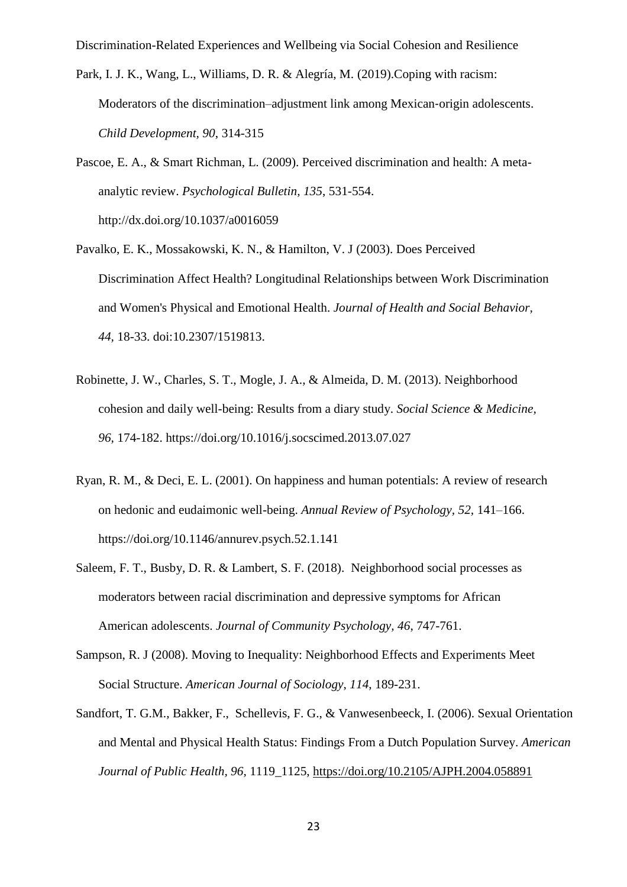Park, I. J. K., Wang, L., Williams, D. R. & Alegría, M. (2019).Coping with racism: Moderators of the discrimination–adjustment link among Mexican-origin adolescents. *Child Development, 90*, 314-315

Pascoe, E. A., & Smart Richman, L. (2009). Perceived discrimination and health: A meta-analytic review. *Psychological Bulletin, 135*, 531-554. http://dx.doi.org/10.1037/a0016059

Pavalko, E. K., Mossakowski, K. N., & Hamilton, V. J (2003). Does Perceived Discrimination Affect Health? Longitudinal Relationships between Work Discrimination and Women's Physical and Emotional Health. *Journal of Health and Social Behavior, 44,* 18-33. doi:10.2307/1519813.

Robinette, J. W., Charles, S. T., Mogle, J. A., & Almeida, D. M. (2013). Neighborhood cohesion and daily well-being: Results from a diary study. *Social Science & Medicine, 96,* 174-182. https://doi.org/10.1016/j.socscimed.2013.07.027

Ryan, R. M., & Deci, E. L. (2001). On happiness and human potentials: A review of research on hedonic and eudaimonic well-being. *Annual Review of Psychology*, *52,* 141–166. https://doi.org/10.1146/annurev.psych.52.1.141

Saleem, F. T., Busby, D. R. & Lambert, S. F. (2018). Neighborhood social processes as moderators between racial discrimination and depressive symptoms for African American adolescents. *Journal of Community Psychology, 46*, 747-761.

Sampson, R. J (2008). Moving to Inequality: Neighborhood Effects and Experiments Meet Social Structure. *American Journal of Sociology, 114,* 189-231.

Sandfort, T. G.M., Bakker, F., Schellevis, F. G., & Vanwesenbeeck, I. (2006). Sexual Orientation and Mental and Physical Health Status: Findings From a Dutch Population Survey. *American Journal of Public Health, 96,* 1119_1125, https://doi.org/10.2105/AJPH.2004.058891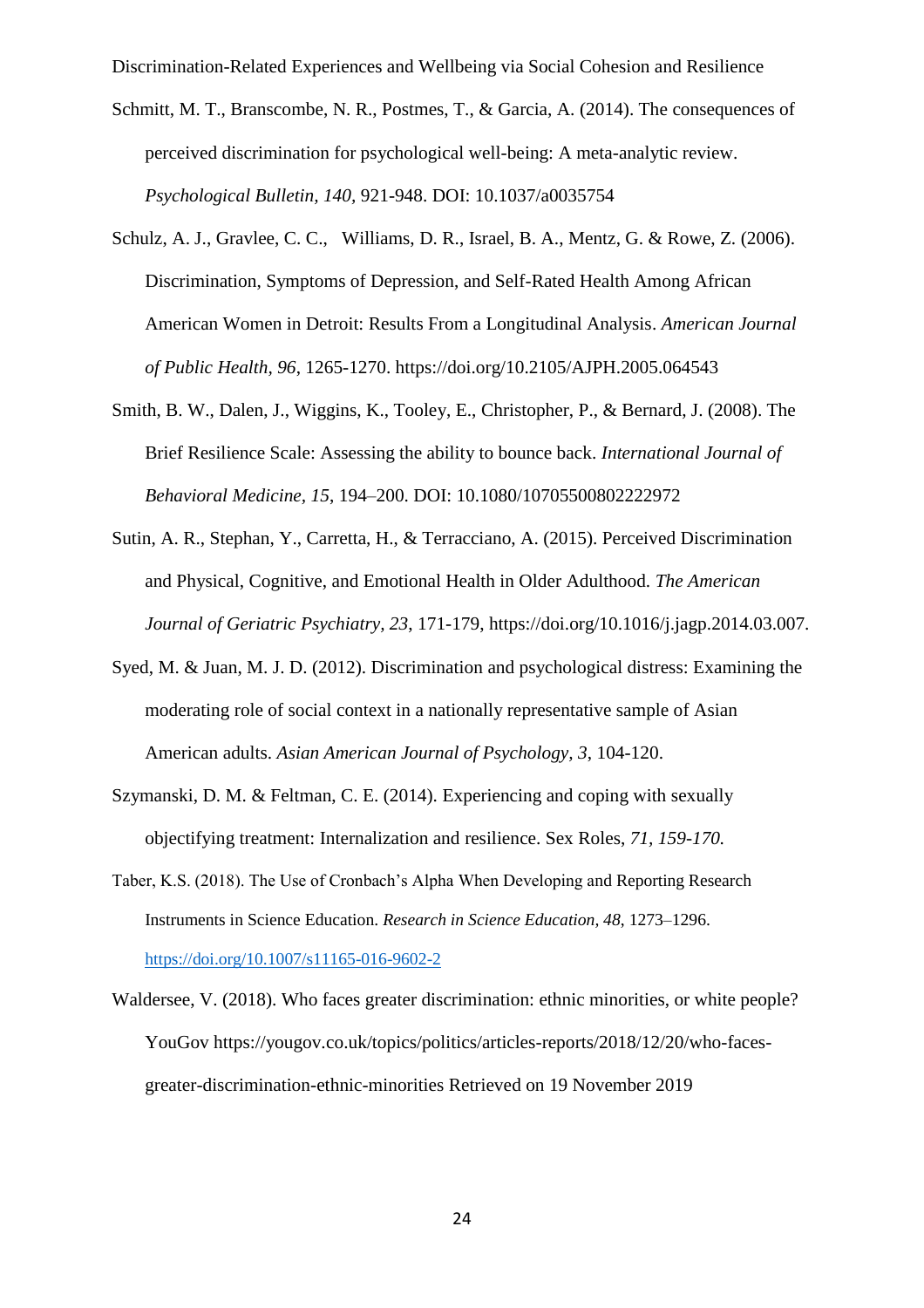Schmitt, M. T., Branscombe, N. R., Postmes, T., & Garcia, A. (2014). The consequences of perceived discrimination for psychological well-being: A meta-analytic review. *Psychological Bulletin, 140*, 921-948. DOI: 10.1037/a0035754

Schulz, A. J., Gravlee, C. C., Williams, D. R., Israel, B. A., Mentz, G. & Rowe, Z. (2006). Discrimination, Symptoms of Depression, and Self-Rated Health Among African American Women in Detroit: Results From a Longitudinal Analysis. *American Journal of Public Health, 96*, 1265-1270. https://doi.org/10.2105/AJPH.2005.064543

Smith, B. W., Dalen, J., Wiggins, K., Tooley, E., Christopher, P., & Bernard, J. (2008). The Brief Resilience Scale: Assessing the ability to bounce back. *International Journal of Behavioral Medicine, 15*, 194–200. DOI: 10.1080/10705500802222972

Sutin, A. R., Stephan, Y., Carretta, H., & Terracciano, A. (2015). Perceived Discrimination and Physical, Cognitive, and Emotional Health in Older Adulthood. *The American Journal of Geriatric Psychiatry, 23*, 171-179, https://doi.org/10.1016/j.jagp.2014.03.007.

Syed, M. & Juan, M. J. D. (2012). Discrimination and psychological distress: Examining the moderating role of social context in a nationally representative sample of Asian American adults. *Asian American Journal of Psychology, 3*, 104-120.

Szymanski, D. M. & Feltman, C. E. (2014). Experiencing and coping with sexually objectifying treatment: Internalization and resilience. Sex Roles, *71, 159-170.*

Taber, K.S. (2018). The Use of Cronbach's Alpha When Developing and Reporting Research Instruments in Science Education. *Research in Science Education, 48*, 1273–1296. https://doi.org/10.1007/s11165-016-9602-2

Waldersee, V. (2018). Who faces greater discrimination: ethnic minorities, or white people? YouGov https://yougov.co.uk/topics/politics/articles-reports/2018/12/20/who-faces-greater-discrimination-ethnic-minorities Retrieved on 19 November 2019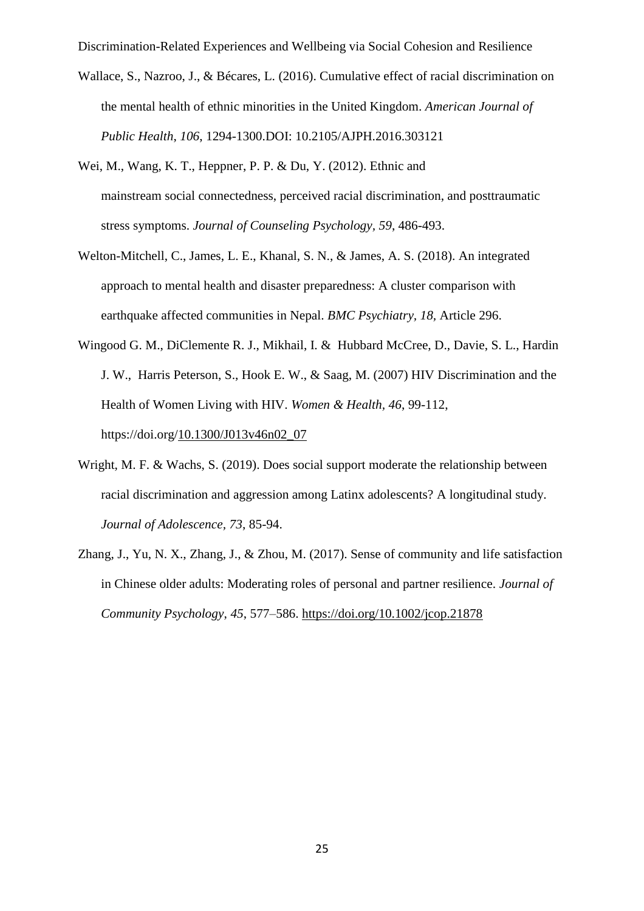Wallace, S., Nazroo, J., & Bécares, L. (2016). Cumulative effect of racial discrimination on the mental health of ethnic minorities in the United Kingdom. *American Journal of Public Health*, *106*, 1294-1300.DOI: 10.2105/AJPH.2016.303121

Wei, M., Wang, K. T., Heppner, P. P. & Du, Y. (2012). Ethnic and mainstream social connectedness, perceived racial discrimination, and posttraumatic stress symptoms. *Journal of Counseling Psychology, 59*, 486-493.

Welton-Mitchell, C., James, L. E., Khanal, S. N., & James, A. S. (2018). An integrated approach to mental health and disaster preparedness: A cluster comparison with earthquake affected communities in Nepal. *BMC Psychiatry, 18,* Article 296.

Wingood G. M., DiClemente R. J., Mikhail, I. & Hubbard McCree, D., Davie, S. L., Hardin J. W., Harris Peterson, S., Hook E. W., & Saag, M. (2007) HIV Discrimination and the Health of Women Living with HIV. *Women & Health*, *46*, 99-112, https://doi.org/10.1300/J013v46n02_07

Wright, M. F. & Wachs, S. (2019). Does social support moderate the relationship between racial discrimination and aggression among Latinx adolescents? A longitudinal study. *Journal of Adolescence*, *73*, 85-94.

Zhang, J., Yu, N. X., Zhang, J., & Zhou, M. (2017). Sense of community and life satisfaction in Chinese older adults: Moderating roles of personal and partner resilience. *Journal of Community Psychology*, *45*, 577–586. https://doi.org/10.1002/jcop.21878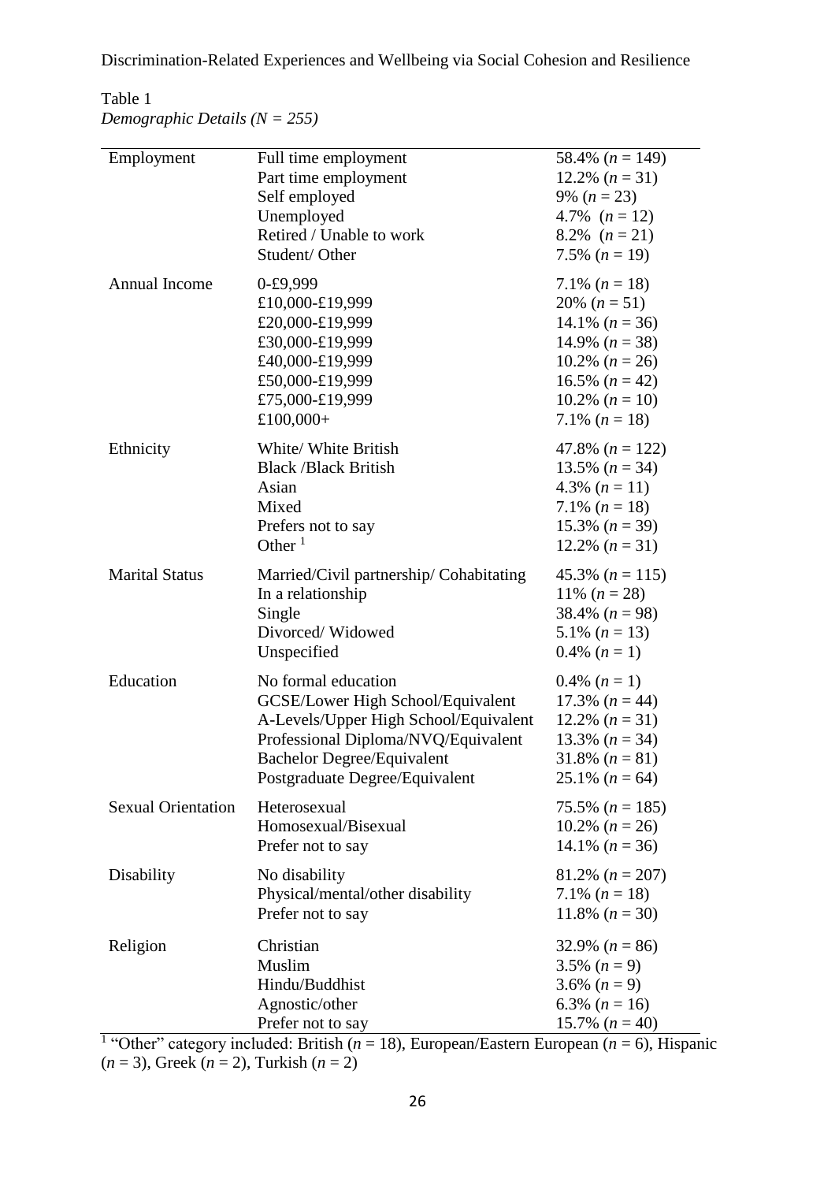Table 1

*Demographic Details (N = 255)*

| | | |
|---|---|---|
| Employment | Full time employment | 58.4% (*n* = 149) |
| | Part time employment | 12.2% (*n* = 31) |
| | Self employed | 9% (*n* = 23) |
| | Unemployed | 4.7% (*n* = 12) |
| | Retired / Unable to work | 8.2% (*n* = 21) |
| | Student/ Other | 7.5% (*n* = 19) |
| Annual Income | 0-£9,999 | 7.1% (*n* = 18) |
| | £10,000-£19,999 | 20% (*n* = 51) |
| | £20,000-£19,999 | 14.1% (*n* = 36) |
| | £30,000-£19,999 | 14.9% (*n* = 38) |
| | £40,000-£19,999 | 10.2% (*n* = 26) |
| | £50,000-£19,999 | 16.5% (*n* = 42) |
| | £75,000-£19,999 | 10.2% (*n* = 10) |
| | £100,000+ | 7.1% (*n* = 18) |
| Ethnicity | White/ White British | 47.8% (*n* = 122) |
| | Black /Black British | 13.5% (*n* = 34) |
| | Asian | 4.3% (*n* = 11) |
| | Mixed | 7.1% (*n* = 18) |
| | Prefers not to say | 15.3% (*n* = 39) |
| | Other [1] | 12.2% (*n* = 31) |
| Marital Status | Married/Civil partnership/ Cohabitating | 45.3% (*n* = 115) |
| | In a relationship | 11% (*n* = 28) |
| | Single | 38.4% (*n* = 98) |
| | Divorced/ Widowed | 5.1% (*n* = 13) |
| | Unspecified | 0.4% (*n* = 1) |
| Education | No formal education | 0.4% (*n* = 1) |
| | GCSE/Lower High School/Equivalent | 17.3% (*n* = 44) |
| | A-Levels/Upper High School/Equivalent | 12.2% (*n* = 31) |
| | Professional Diploma/NVQ/Equivalent | 13.3% (*n* = 34) |
| | Bachelor Degree/Equivalent | 31.8% (*n* = 81) |
| | Postgraduate Degree/Equivalent | 25.1% (*n* = 64) |
| Sexual Orientation | Heterosexual | 75.5% (*n* = 185) |
| | Homosexual/Bisexual | 10.2% (*n* = 26) |
| | Prefer not to say | 14.1% (*n* = 36) |
| Disability | No disability | 81.2% (*n* = 207) |
| | Physical/mental/other disability | 7.1% (*n* = 18) |
| | Prefer not to say | 11.8% (*n* = 30) |
| Religion | Christian | 32.9% (*n* = 86) |
| | Muslim | 3.5% (*n* = 9) |
| | Hindu/Buddhist | 3.6% (*n* = 9) |
| | Agnostic/other | 6.3% (*n* = 16) |
| | Prefer not to say | 15.7% (*n* = 40) |

[1] "Other" category included: British (*n* = 18), European/Eastern European (*n* = 6), Hispanic (*n* = 3), Greek (*n* = 2), Turkish (*n* = 2)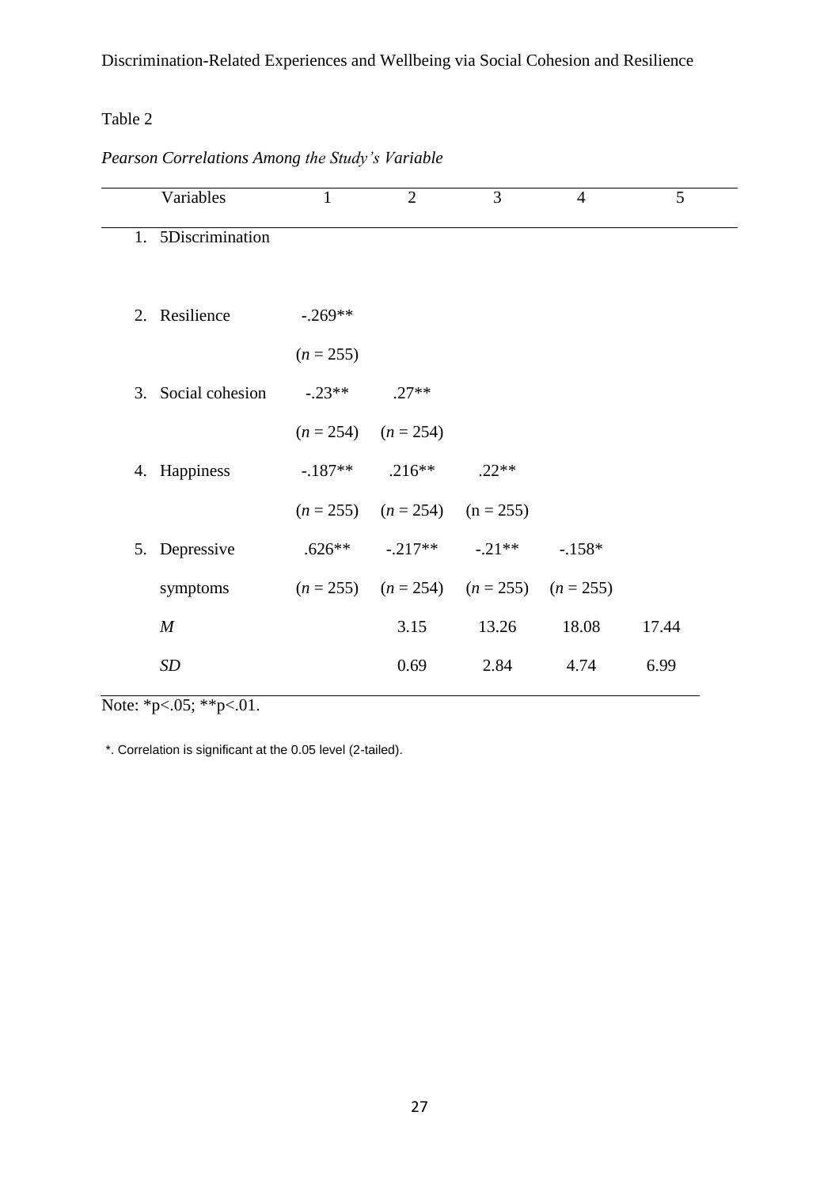Table 2

*Pearson Correlations Among the Study's Variable*

| Variables | 1 | 2 | 3 | 4 | 5 |
|---|---|---|---|---|---|
| 1. 5Discrimination | | | | | |
| 2. Resilience | -.269** | | | | |
| | (*n* = 255) | | | | |
| 3. Social cohesion | -.23** | .27** | | | |
| | (*n* = 254) | (*n* = 254) | | | |
| 4. Happiness | -.187** | .216** | .22** | | |
| | (*n* = 255) | (*n* = 254) | (n = 255) | | |
| 5. Depressive | .626** | -.217** | -.21** | -.158* | |
| symptoms | (*n* = 255) | (*n* = 254) | (*n* = 255) | (*n* = 255) | |
| *M* | | 3.15 | 13.26 | 18.08 | 17.44 |
| *SD* | | 0.69 | 2.84 | 4.74 | 6.99 |

Note: *p<.05; **p<.01.

*. Correlation is significant at the 0.05 level (2-tailed).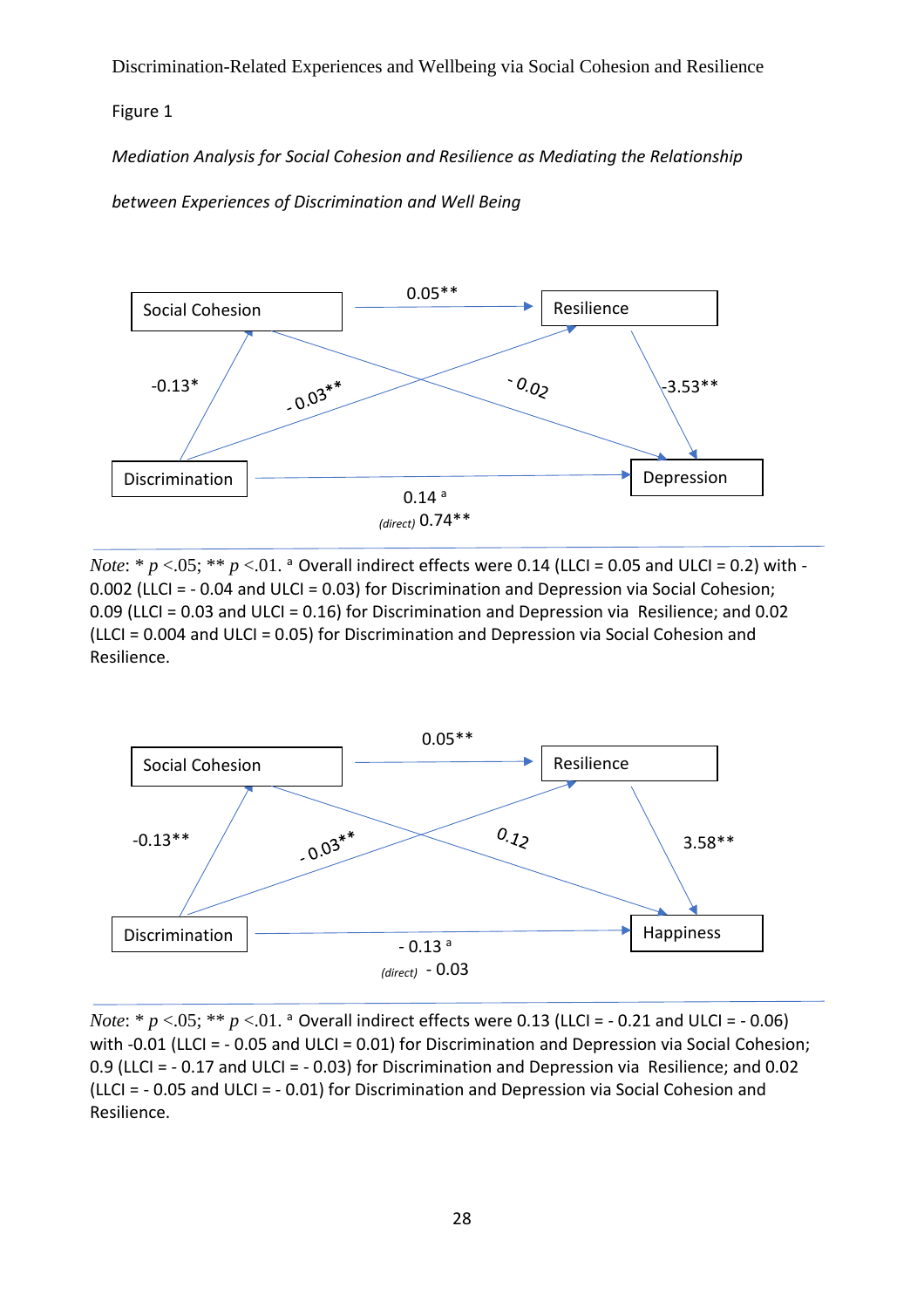Figure 1

*Mediation Analysis for Social Cohesion and Resilience as Mediating the Relationship between Experiences of Discrimination and Well Being*

Social Cohesion

0.05**

Resilience

-0.13*

- 0.03**

- 0.02

-3.53**

Discrimination

Depression

0.14 [a]

(*direct*) 0.74**

*Note*: * *p* <.05; ** *p* <.01. [a] Overall indirect effects were 0.14 (LLCI = 0.05 and ULCI = 0.2) with -0.002 (LLCI = - 0.04 and ULCI = 0.03) for Discrimination and Depression via Social Cohesion; 0.09 (LLCI = 0.03 and ULCI = 0.16) for Discrimination and Depression via Resilience; and 0.02 (LLCI = 0.004 and ULCI = 0.05) for Discrimination and Depression via Social Cohesion and Resilience.

Social Cohesion

0.05**

Resilience

-0.13**

- 0.03**

0.12

3.58**

Discrimination

Happiness

- 0.13 [a]

(*direct*) - 0.03

*Note*: * *p* <.05; ** *p* <.01. [a] Overall indirect effects were 0.13 (LLCI = - 0.21 and ULCI = - 0.06) with -0.01 (LLCI = - 0.05 and ULCI = 0.01) for Discrimination and Depression via Social Cohesion; 0.9 (LLCI = - 0.17 and ULCI = - 0.03) for Discrimination and Depression via Resilience; and 0.02 (LLCI = - 0.05 and ULCI = - 0.01) for Discrimination and Depression via Social Cohesion and Resilience.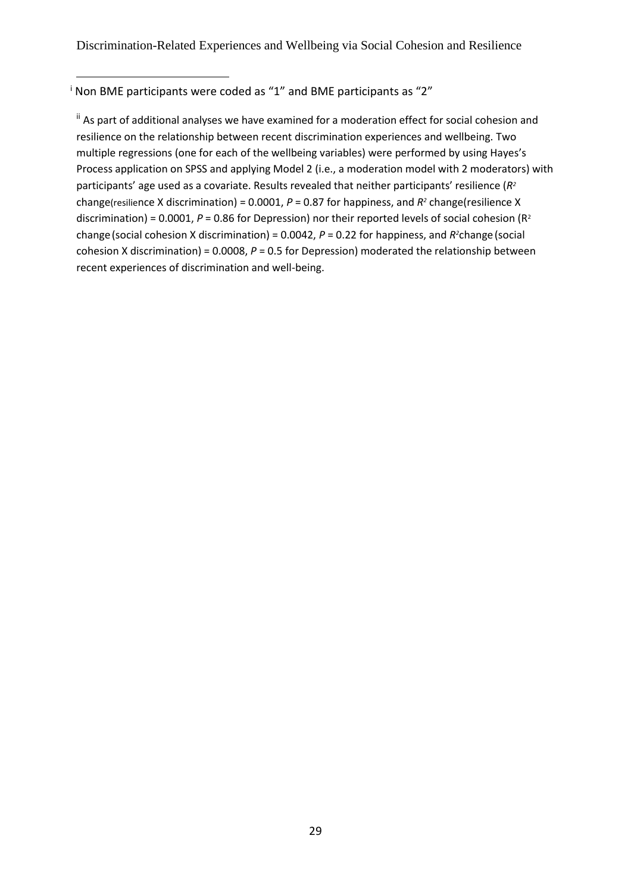[i] Non BME participants were coded as "1" and BME participants as "2"

[ii] As part of additional analyses we have examined for a moderation effect for social cohesion and resilience on the relationship between recent discrimination experiences and wellbeing. Two multiple regressions (one for each of the wellbeing variables) were performed by using Hayes's Process application on SPSS and applying Model 2 (i.e., a moderation model with 2 moderators) with participants' age used as a covariate. Results revealed that neither participants' resilience ($R^2$ change(resilience X discrimination) = 0.0001, $P$ = 0.87 for happiness, and $R^2$ change(resilience X discrimination) = 0.0001, $P$ = 0.86 for Depression) nor their reported levels of social cohesion ($R^2$ change (social cohesion X discrimination) = 0.0042, $P$ = 0.22 for happiness, and $R^2$change (social cohesion X discrimination) = 0.0008, $P$ = 0.5 for Depression) moderated the relationship between recent experiences of discrimination and well-being.